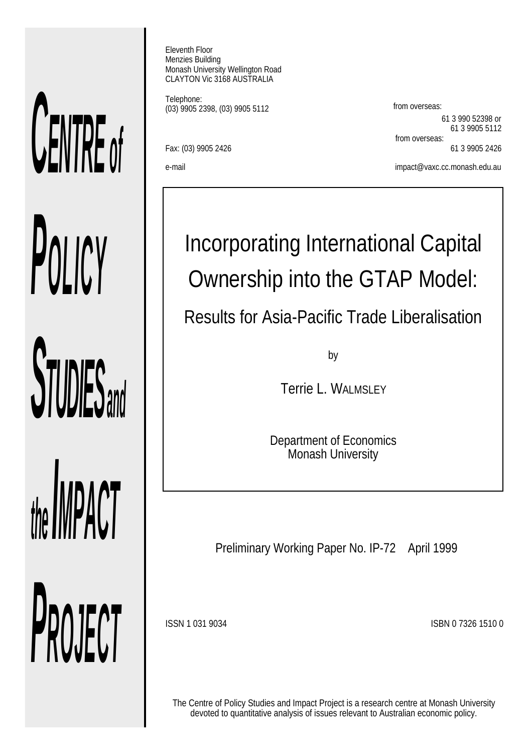**CENTRE of POLICY STUDIES and the IMPACT PROJECT**

Eleventh Floor
Menzies Building
Monash University Wellington Road
CLAYTON Vic 3168 AUSTRALIA

Telephone:
(03) 9905 2398, (03) 9905 5112

from overseas:
61 3 990 52398 or
61 3 9905 5112

Fax: (03) 9905 2426

from overseas:
61 3 9905 2426

e-mail

impact@vaxc.cc.monash.edu.au

# Incorporating International Capital Ownership into the GTAP Model:

## Results for Asia-Pacific Trade Liberalisation

by

Terrie L. WALMSLEY

Department of Economics
Monash University

Preliminary Working Paper No. IP-72 April 1999

ISSN 1 031 9034

ISBN 0 7326 1510 0

The Centre of Policy Studies and Impact Project is a research centre at Monash University devoted to quantitative analysis of issues relevant to Australian economic policy.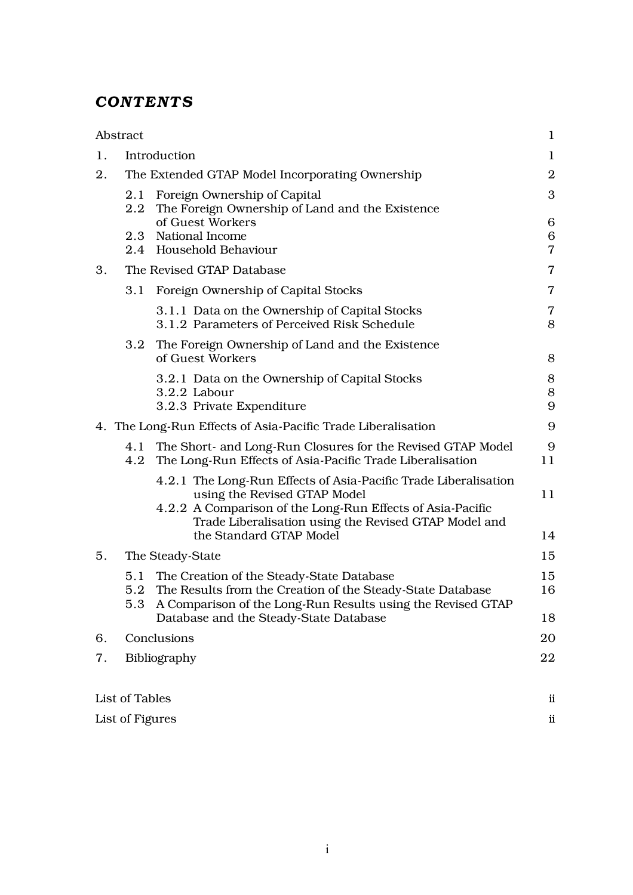## *CONTENTS*

| | |
|---|---|
| Abstract | 1 |
| 1. Introduction | 1 |
| 2. The Extended GTAP Model Incorporating Ownership | 2 |
| 2.1 Foreign Ownership of Capital | 3 |
| 2.2 The Foreign Ownership of Land and the Existence of Guest Workers | 6 |
| 2.3 National Income | 6 |
| 2.4 Household Behaviour | 7 |
| 3. The Revised GTAP Database | 7 |
| 3.1 Foreign Ownership of Capital Stocks | 7 |
| 3.1.1 Data on the Ownership of Capital Stocks | 7 |
| 3.1.2 Parameters of Perceived Risk Schedule | 8 |
| 3.2 The Foreign Ownership of Land and the Existence of Guest Workers | 8 |
| 3.2.1 Data on the Ownership of Capital Stocks | 8 |
| 3.2.2 Labour | 8 |
| 3.2.3 Private Expenditure | 9 |
| 4. The Long-Run Effects of Asia-Pacific Trade Liberalisation | 9 |
| 4.1 The Short- and Long-Run Closures for the Revised GTAP Model | 9 |
| 4.2 The Long-Run Effects of Asia-Pacific Trade Liberalisation | 11 |
| 4.2.1 The Long-Run Effects of Asia-Pacific Trade Liberalisation using the Revised GTAP Model | 11 |
| 4.2.2 A Comparison of the Long-Run Effects of Asia-Pacific Trade Liberalisation using the Revised GTAP Model and the Standard GTAP Model | 14 |
| 5. The Steady-State | 15 |
| 5.1 The Creation of the Steady-State Database | 15 |
| 5.2 The Results from the Creation of the Steady-State Database | 16 |
| 5.3 A Comparison of the Long-Run Results using the Revised GTAP Database and the Steady-State Database | 18 |
| 6. Conclusions | 20 |
| 7. Bibliography | 22 |
| List of Tables | ii |
| List of Figures | ii |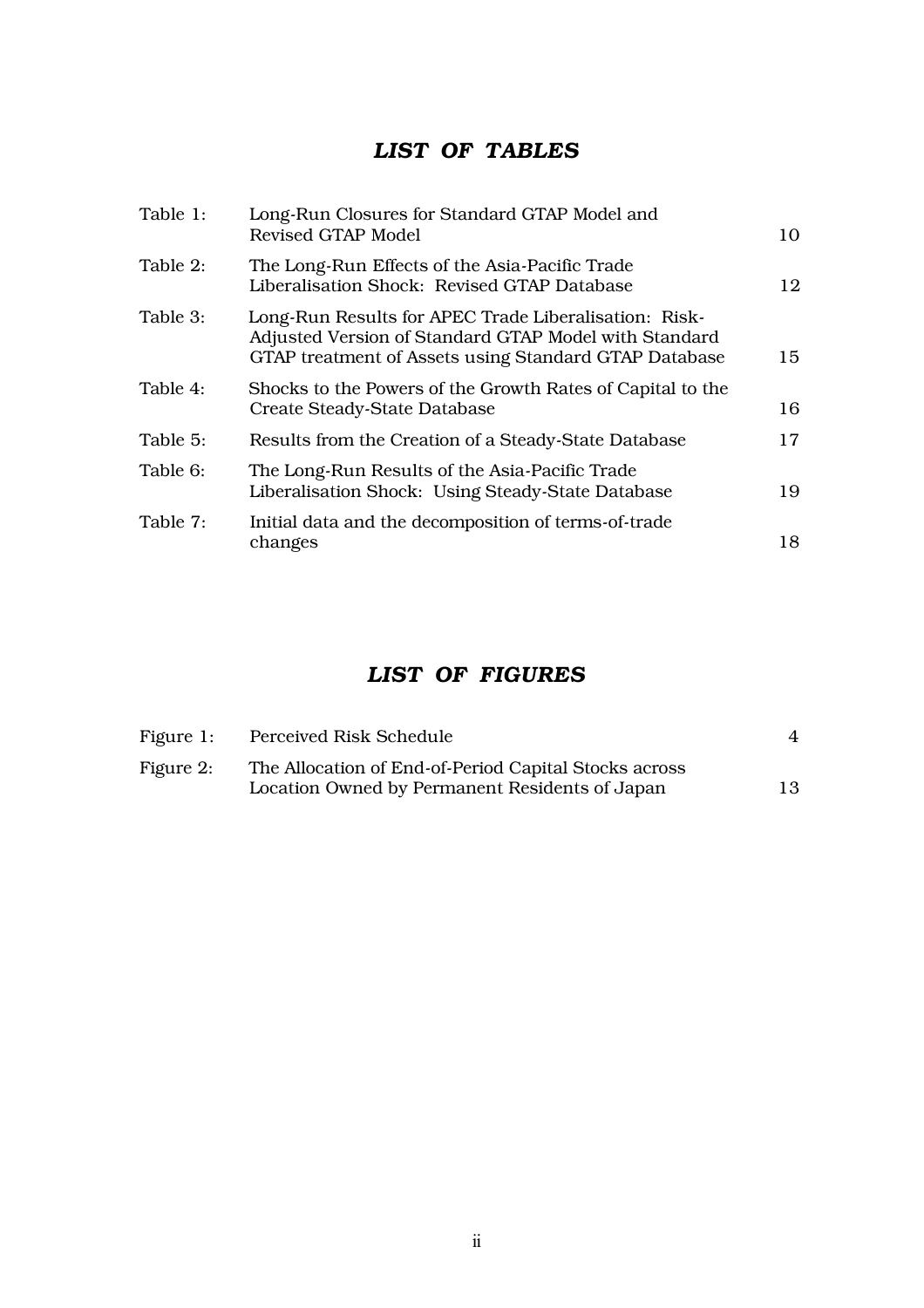## *LIST OF TABLES*

| | | |
|---|---|---|
| Table 1: | Long-Run Closures for Standard GTAP Model and Revised GTAP Model | 10 |
| Table 2: | The Long-Run Effects of the Asia-Pacific Trade Liberalisation Shock: Revised GTAP Database | 12 |
| Table 3: | Long-Run Results for APEC Trade Liberalisation: Risk-Adjusted Version of Standard GTAP Model with Standard GTAP treatment of Assets using Standard GTAP Database | 15 |
| Table 4: | Shocks to the Powers of the Growth Rates of Capital to the Create Steady-State Database | 16 |
| Table 5: | Results from the Creation of a Steady-State Database | 17 |
| Table 6: | The Long-Run Results of the Asia-Pacific Trade Liberalisation Shock: Using Steady-State Database | 19 |
| Table 7: | Initial data and the decomposition of terms-of-trade changes | 18 |

## *LIST OF FIGURES*

| | | |
|---|---|---|
| Figure 1: | Perceived Risk Schedule | 4 |
| Figure 2: | The Allocation of End-of-Period Capital Stocks across Location Owned by Permanent Residents of Japan | 13 |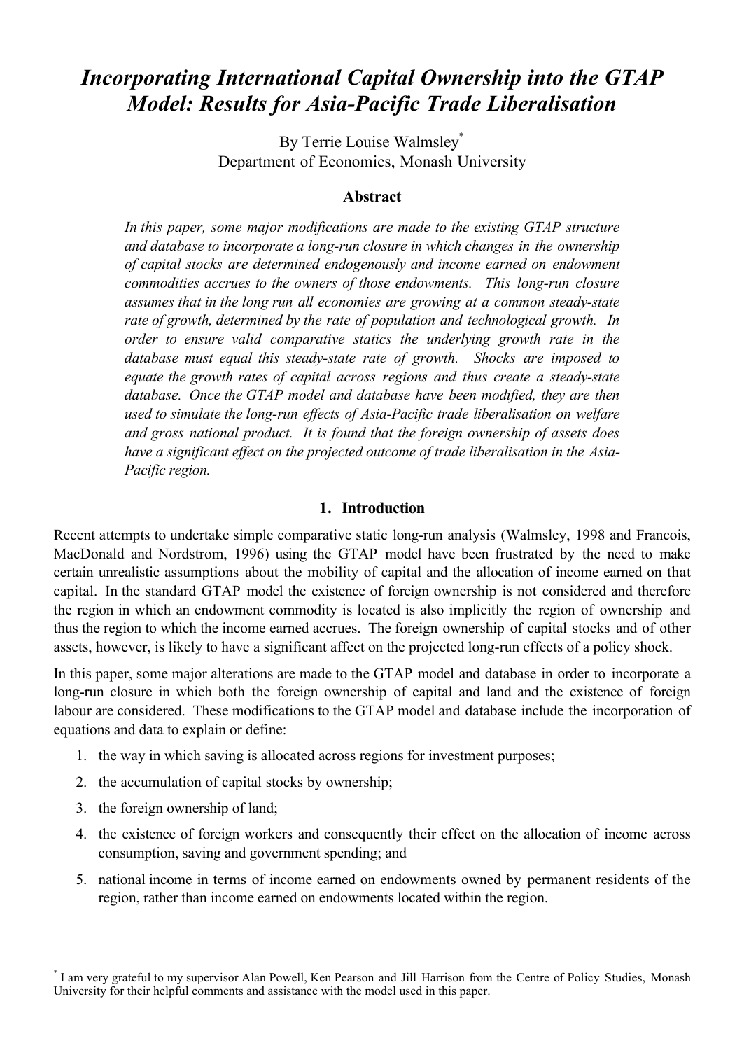# *Incorporating International Capital Ownership into the GTAP Model: Results for Asia-Pacific Trade Liberalisation*

By Terrie Louise Walmsley[*]
Department of Economics, Monash University

### Abstract

*In this paper, some major modifications are made to the existing GTAP structure and database to incorporate a long-run closure in which changes in the ownership of capital stocks are determined endogenously and income earned on endowment commodities accrues to the owners of those endowments. This long-run closure assumes that in the long run all economies are growing at a common steady-state rate of growth, determined by the rate of population and technological growth. In order to ensure valid comparative statics the underlying growth rate in the database must equal this steady-state rate of growth. Shocks are imposed to equate the growth rates of capital across regions and thus create a steady-state database. Once the GTAP model and database have been modified, they are then used to simulate the long-run effects of Asia-Pacific trade liberalisation on welfare and gross national product. It is found that the foreign ownership of assets does have a significant effect on the projected outcome of trade liberalisation in the Asia-Pacific region.*

## 1. Introduction

Recent attempts to undertake simple comparative static long-run analysis (Walmsley, 1998 and Francois, MacDonald and Nordstrom, 1996) using the GTAP model have been frustrated by the need to make certain unrealistic assumptions about the mobility of capital and the allocation of income earned on that capital. In the standard GTAP model the existence of foreign ownership is not considered and therefore the region in which an endowment commodity is located is also implicitly the region of ownership and thus the region to which the income earned accrues. The foreign ownership of capital stocks and of other assets, however, is likely to have a significant affect on the projected long-run effects of a policy shock.

In this paper, some major alterations are made to the GTAP model and database in order to incorporate a long-run closure in which both the foreign ownership of capital and land and the existence of foreign labour are considered. These modifications to the GTAP model and database include the incorporation of equations and data to explain or define:

1. the way in which saving is allocated across regions for investment purposes;
2. the accumulation of capital stocks by ownership;
3. the foreign ownership of land;
4. the existence of foreign workers and consequently their effect on the allocation of income across consumption, saving and government spending; and
5. national income in terms of income earned on endowments owned by permanent residents of the region, rather than income earned on endowments located within the region.

---

[*] I am very grateful to my supervisor Alan Powell, Ken Pearson and Jill Harrison from the Centre of Policy Studies, Monash University for their helpful comments and assistance with the model used in this paper.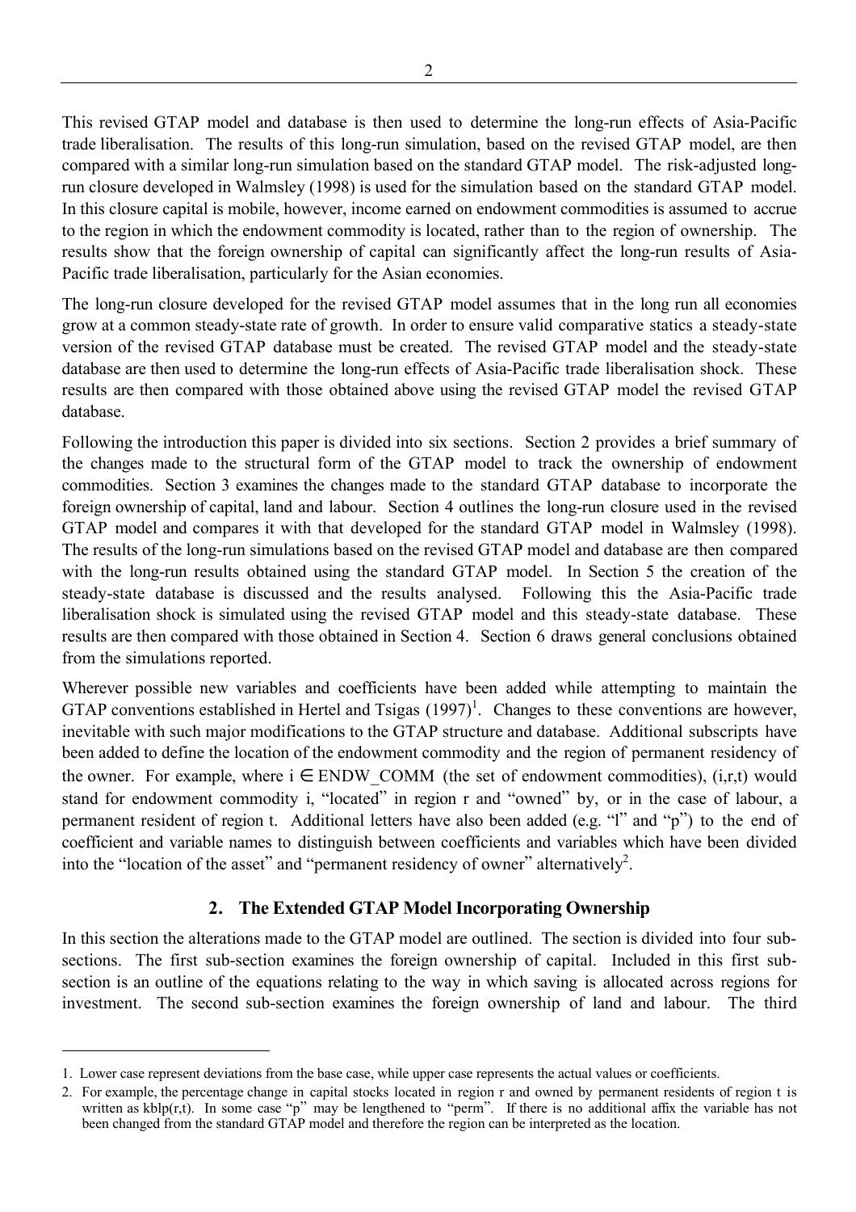This revised GTAP model and database is then used to determine the long-run effects of Asia-Pacific trade liberalisation. The results of this long-run simulation, based on the revised GTAP model, are then compared with a similar long-run simulation based on the standard GTAP model. The risk-adjusted long-run closure developed in Walmsley (1998) is used for the simulation based on the standard GTAP model. In this closure capital is mobile, however, income earned on endowment commodities is assumed to accrue to the region in which the endowment commodity is located, rather than to the region of ownership. The results show that the foreign ownership of capital can significantly affect the long-run results of Asia-Pacific trade liberalisation, particularly for the Asian economies.

The long-run closure developed for the revised GTAP model assumes that in the long run all economies grow at a common steady-state rate of growth. In order to ensure valid comparative statics a steady-state version of the revised GTAP database must be created. The revised GTAP model and the steady-state database are then used to determine the long-run effects of Asia-Pacific trade liberalisation shock. These results are then compared with those obtained above using the revised GTAP model the revised GTAP database.

Following the introduction this paper is divided into six sections. Section 2 provides a brief summary of the changes made to the structural form of the GTAP model to track the ownership of endowment commodities. Section 3 examines the changes made to the standard GTAP database to incorporate the foreign ownership of capital, land and labour. Section 4 outlines the long-run closure used in the revised GTAP model and compares it with that developed for the standard GTAP model in Walmsley (1998). The results of the long-run simulations based on the revised GTAP model and database are then compared with the long-run results obtained using the standard GTAP model. In Section 5 the creation of the steady-state database is discussed and the results analysed. Following this the Asia-Pacific trade liberalisation shock is simulated using the revised GTAP model and this steady-state database. These results are then compared with those obtained in Section 4. Section 6 draws general conclusions obtained from the simulations reported.

Wherever possible new variables and coefficients have been added while attempting to maintain the GTAP conventions established in Hertel and Tsigas (1997)[1]. Changes to these conventions are however, inevitable with such major modifications to the GTAP structure and database. Additional subscripts have been added to define the location of the endowment commodity and the region of permanent residency of the owner. For example, where $i \in$ ENDW_COMM (the set of endowment commodities), (i,r,t) would stand for endowment commodity i, "located" in region r and "owned" by, or in the case of labour, a permanent resident of region t. Additional letters have also been added (e.g. "l" and "p") to the end of coefficient and variable names to distinguish between coefficients and variables which have been divided into the "location of the asset" and "permanent residency of owner" alternatively[2].

## 2. The Extended GTAP Model Incorporating Ownership

In this section the alterations made to the GTAP model are outlined. The section is divided into four sub-sections. The first sub-section examines the foreign ownership of capital. Included in this first sub-section is an outline of the equations relating to the way in which saving is allocated across regions for investment. The second sub-section examines the foreign ownership of land and labour. The third

---

1. Lower case represent deviations from the base case, while upper case represents the actual values or coefficients.

2. For example, the percentage change in capital stocks located in region r and owned by permanent residents of region t is written as kblp(r,t). In some case "p" may be lengthened to "perm". If there is no additional affix the variable has not been changed from the standard GTAP model and therefore the region can be interpreted as the location.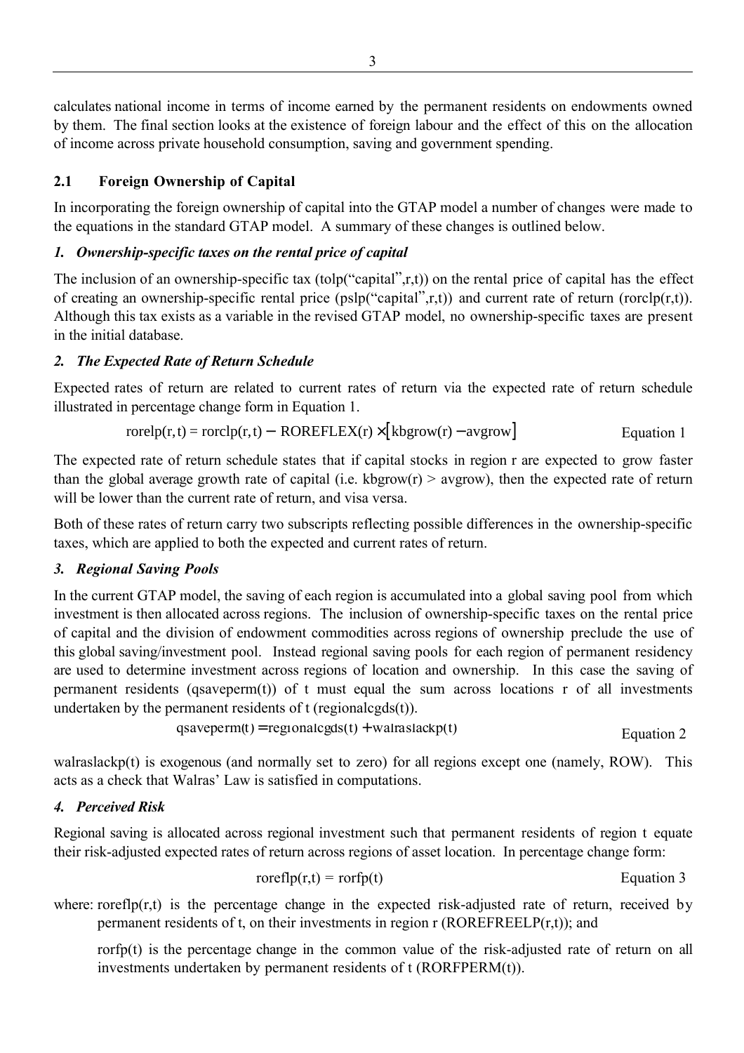calculates national income in terms of income earned by the permanent residents on endowments owned by them. The final section looks at the existence of foreign labour and the effect of this on the allocation of income across private household consumption, saving and government spending.

## 2.1 Foreign Ownership of Capital

In incorporating the foreign ownership of capital into the GTAP model a number of changes were made to the equations in the standard GTAP model. A summary of these changes is outlined below.

### *1. Ownership-specific taxes on the rental price of capital*

The inclusion of an ownership-specific tax (tolp("capital",r,t)) on the rental price of capital has the effect of creating an ownership-specific rental price (pslp("capital",r,t)) and current rate of return (rorclp(r,t)). Although this tax exists as a variable in the revised GTAP model, no ownership-specific taxes are present in the initial database.

### *2. The Expected Rate of Return Schedule*

Expected rates of return are related to current rates of return via the expected rate of return schedule illustrated in percentage change form in Equation 1.

$$\text{rorelp}(r,t) = \text{rorclp}(r,t) - \text{ROREFLEX}(r) \times \left[\text{kbgrow}(r) - \text{avgrow}\right] \quad \text{Equation 1}$$

The expected rate of return schedule states that if capital stocks in region r are expected to grow faster than the global average growth rate of capital (i.e. kbgrow(r) > avgrow), then the expected rate of return will be lower than the current rate of return, and visa versa.

Both of these rates of return carry two subscripts reflecting possible differences in the ownership-specific taxes, which are applied to both the expected and current rates of return.

### *3. Regional Saving Pools*

In the current GTAP model, the saving of each region is accumulated into a global saving pool from which investment is then allocated across regions. The inclusion of ownership-specific taxes on the rental price of capital and the division of endowment commodities across regions of ownership preclude the use of this global saving/investment pool. Instead regional saving pools for each region of permanent residency are used to determine investment across regions of location and ownership. In this case the saving of permanent residents (qsaveperm(t)) of t must equal the sum across locations r of all investments undertaken by the permanent residents of t (regionalcgds(t)).

$$\text{qsaveperm}(t) = \text{regionalcgds}(t) + \text{walraslackp}(t) \quad \text{Equation 2}$$

walraslackp(t) is exogenous (and normally set to zero) for all regions except one (namely, ROW). This acts as a check that Walras' Law is satisfied in computations.

### *4. Perceived Risk*

Regional saving is allocated across regional investment such that permanent residents of region t equate their risk-adjusted expected rates of return across regions of asset location. In percentage change form:

$$\text{roreflp}(r,t) = \text{rorfp}(t) \quad \text{Equation 3}$$

where: roreflp(r,t) is the percentage change in the expected risk-adjusted rate of return, received by permanent residents of t, on their investments in region r (ROREFREELP(r,t)); and

rorfp(t) is the percentage change in the common value of the risk-adjusted rate of return on all investments undertaken by permanent residents of t (RORFPERM(t)).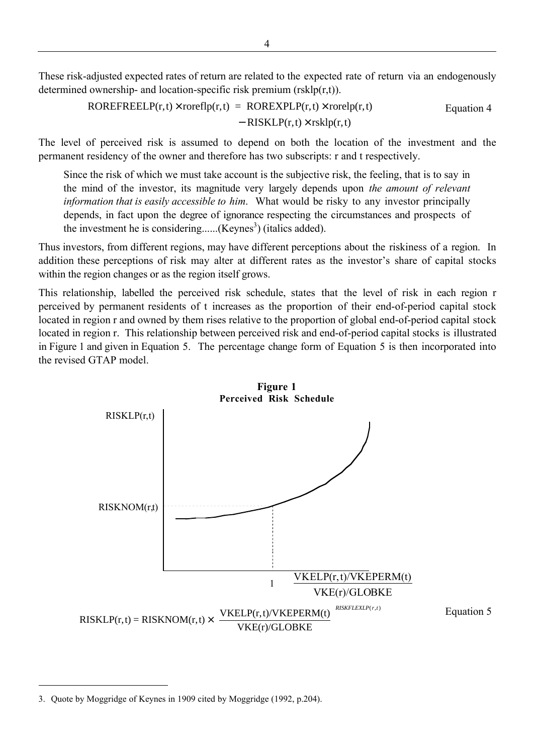These risk-adjusted expected rates of return are related to the expected rate of return via an endogenously determined ownership- and location-specific risk premium (rsklp(r,t)).

$$\text{ROREFREELP}(r,t) \times \text{roreflp}(r,t) = \text{ROREXPLP}(r,t) \times \text{rorelp}(r,t) - \text{RISKLP}(r,t) \times \text{rsklp}(r,t) \qquad \text{Equation 4}$$

The level of perceived risk is assumed to depend on both the location of the investment and the permanent residency of the owner and therefore has two subscripts: r and t respectively.

> Since the risk of which we must take account is the subjective risk, the feeling, that is to say in the mind of the investor, its magnitude very largely depends upon *the amount of relevant information that is easily accessible to him*. What would be risky to any investor principally depends, in fact upon the degree of ignorance respecting the circumstances and prospects of the investment he is considering......(Keynes[3]) (italics added).

Thus investors, from different regions, may have different perceptions about the riskiness of a region. In addition these perceptions of risk may alter at different rates as the investor's share of capital stocks within the region changes or as the region itself grows.

This relationship, labelled the perceived risk schedule, states that the level of risk in each region r perceived by permanent residents of t increases as the proportion of their end-of-period capital stock located in region r and owned by them rises relative to the proportion of global end-of-period capital stock located in region r. This relationship between perceived risk and end-of-period capital stocks is illustrated in Figure 1 and given in Equation 5. The percentage change form of Equation 5 is then incorporated into the revised GTAP model.

**Figure 1**
**Perceived Risk Schedule**

$$\text{RISKLP}(r,t) = \text{RISKNOM}(r,t) \times \left[\frac{\text{VKELP}(r,t)/\text{VKEPERM}(t)}{\text{VKE}(r)/\text{GLOBKE}}\right]^{RISKFLEXLP(r,t)} \qquad \text{Equation 5}$$

3. Quote by Moggridge of Keynes in 1909 cited by Moggridge (1992, p.204).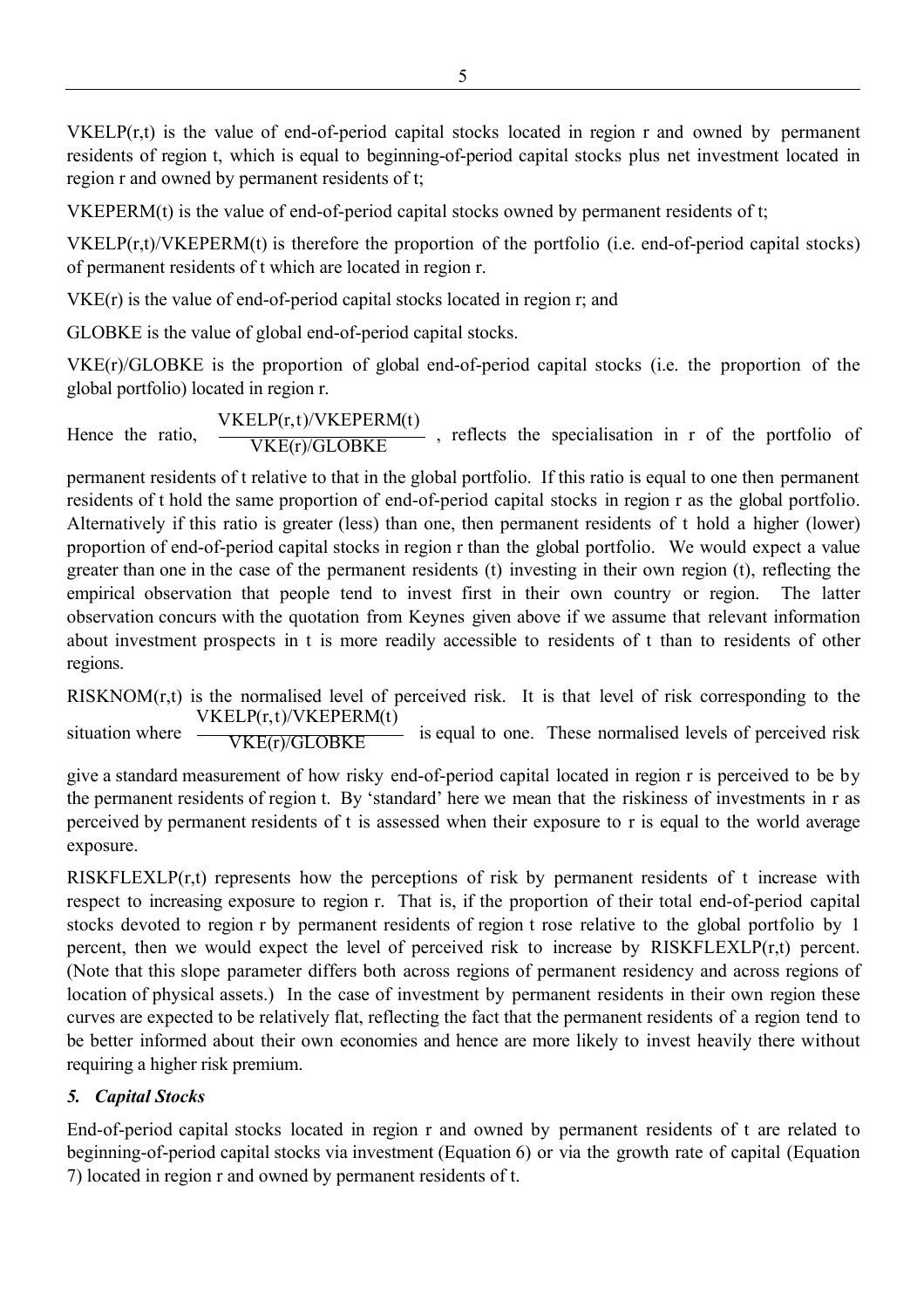VKELP(r,t) is the value of end-of-period capital stocks located in region r and owned by permanent residents of region t, which is equal to beginning-of-period capital stocks plus net investment located in region r and owned by permanent residents of t;

VKEPERM(t) is the value of end-of-period capital stocks owned by permanent residents of t;

VKELP(r,t)/VKEPERM(t) is therefore the proportion of the portfolio (i.e. end-of-period capital stocks) of permanent residents of t which are located in region r.

VKE(r) is the value of end-of-period capital stocks located in region r; and

GLOBKE is the value of global end-of-period capital stocks.

VKE(r)/GLOBKE is the proportion of global end-of-period capital stocks (i.e. the proportion of the global portfolio) located in region r.

Hence the ratio, $\frac{\text{VKELP(r,t)/VKEPERM(t)}}{\text{VKE(r)/GLOBKE}}$, reflects the specialisation in r of the portfolio of permanent residents of t relative to that in the global portfolio. If this ratio is equal to one then permanent residents of t hold the same proportion of end-of-period capital stocks in region r as the global portfolio. Alternatively if this ratio is greater (less) than one, then permanent residents of t hold a higher (lower) proportion of end-of-period capital stocks in region r than the global portfolio. We would expect a value greater than one in the case of the permanent residents (t) investing in their own region (t), reflecting the empirical observation that people tend to invest first in their own country or region. The latter observation concurs with the quotation from Keynes given above if we assume that relevant information about investment prospects in t is more readily accessible to residents of t than to residents of other regions.

RISKNOM(r,t) is the normalised level of perceived risk. It is that level of risk corresponding to the situation where $\frac{\text{VKELP(r,t)/VKEPERM(t)}}{\text{VKE(r)/GLOBKE}}$ is equal to one. These normalised levels of perceived risk give a standard measurement of how risky end-of-period capital located in region r is perceived to be by the permanent residents of region t. By 'standard' here we mean that the riskiness of investments in r as perceived by permanent residents of t is assessed when their exposure to r is equal to the world average exposure.

RISKFLEXLP(r,t) represents how the perceptions of risk by permanent residents of t increase with respect to increasing exposure to region r. That is, if the proportion of their total end-of-period capital stocks devoted to region r by permanent residents of region t rose relative to the global portfolio by 1 percent, then we would expect the level of perceived risk to increase by RISKFLEXLP(r,t) percent. (Note that this slope parameter differs both across regions of permanent residency and across regions of location of physical assets.) In the case of investment by permanent residents in their own region these curves are expected to be relatively flat, reflecting the fact that the permanent residents of a region tend to be better informed about their own economies and hence are more likely to invest heavily there without requiring a higher risk premium.

### *5. Capital Stocks*

End-of-period capital stocks located in region r and owned by permanent residents of t are related to beginning-of-period capital stocks via investment (Equation 6) or via the growth rate of capital (Equation 7) located in region r and owned by permanent residents of t.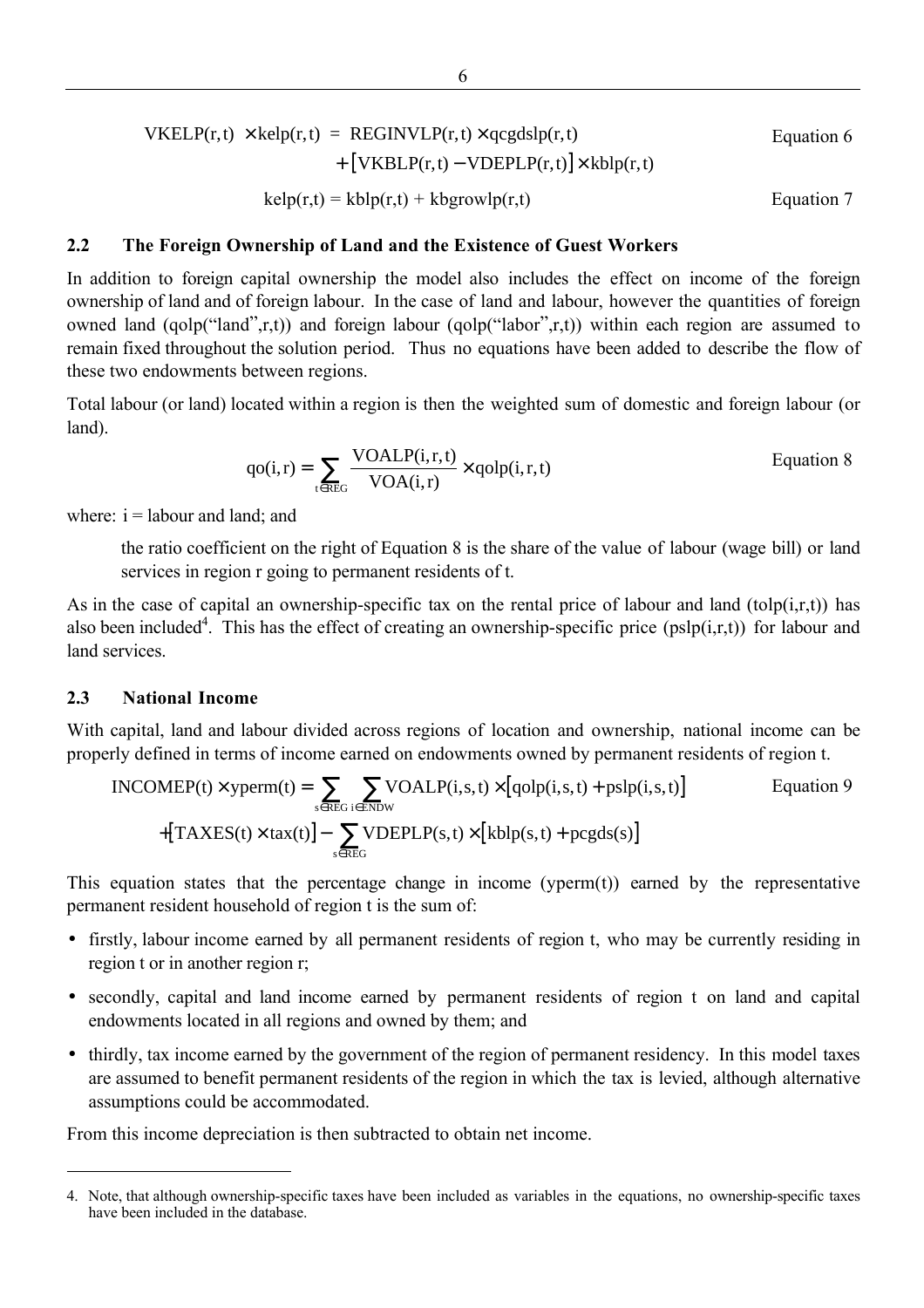$$\text{VKELP}(r,t) \times \text{kelp}(r,t) = \text{REGINVLP}(r,t) \times \text{qcgdslp}(r,t) + \left[\text{VKBLP}(r,t) - \text{VDEPLP}(r,t)\right] \times \text{kblp}(r,t) \qquad \text{Equation 6}$$

$$\text{kelp}(r,t) = \text{kblp}(r,t) + \text{kbgrowlp}(r,t) \qquad \text{Equation 7}$$

## 2.2 The Foreign Ownership of Land and the Existence of Guest Workers

In addition to foreign capital ownership the model also includes the effect on income of the foreign ownership of land and of foreign labour. In the case of land and labour, however the quantities of foreign owned land (qolp("land",r,t)) and foreign labour (qolp("labor",r,t)) within each region are assumed to remain fixed throughout the solution period. Thus no equations have been added to describe the flow of these two endowments between regions.

Total labour (or land) located within a region is then the weighted sum of domestic and foreign labour (or land).

$$\text{qo}(i,r) = \sum_{t \in REG} \frac{\text{VOALP}(i,r,t)}{\text{VOA}(i,r)} \times \text{qolp}(i,r,t) \qquad \text{Equation 8}$$

where: i = labour and land; and

> the ratio coefficient on the right of Equation 8 is the share of the value of labour (wage bill) or land services in region r going to permanent residents of t.

As in the case of capital an ownership-specific tax on the rental price of labour and land (tolp(i,r,t)) has also been included[4]. This has the effect of creating an ownership-specific price (pslp(i,r,t)) for labour and land services.

## 2.3 National Income

With capital, land and labour divided across regions of location and ownership, national income can be properly defined in terms of income earned on endowments owned by permanent residents of region t.

$$\text{INCOMEP}(t) \times \text{yperm}(t) = \sum_{s \in REG} \sum_{i \in ENDW} \text{VOALP}(i,s,t) \times \left[\text{qolp}(i,s,t) + \text{pslp}(i,s,t)\right] + \left[\text{TAXES}(t) \times \text{tax}(t)\right] - \sum_{s \in REG} \text{VDEPLP}(s,t) \times \left[\text{kblp}(s,t) + \text{pcgds}(s)\right] \qquad \text{Equation 9}$$

This equation states that the percentage change in income (yperm(t)) earned by the representative permanent resident household of region t is the sum of:

- firstly, labour income earned by all permanent residents of region t, who may be currently residing in region t or in another region r;
- secondly, capital and land income earned by permanent residents of region t on land and capital endowments located in all regions and owned by them; and
- thirdly, tax income earned by the government of the region of permanent residency. In this model taxes are assumed to benefit permanent residents of the region in which the tax is levied, although alternative assumptions could be accommodated.

From this income depreciation is then subtracted to obtain net income.

---

4. Note, that although ownership-specific taxes have been included as variables in the equations, no ownership-specific taxes have been included in the database.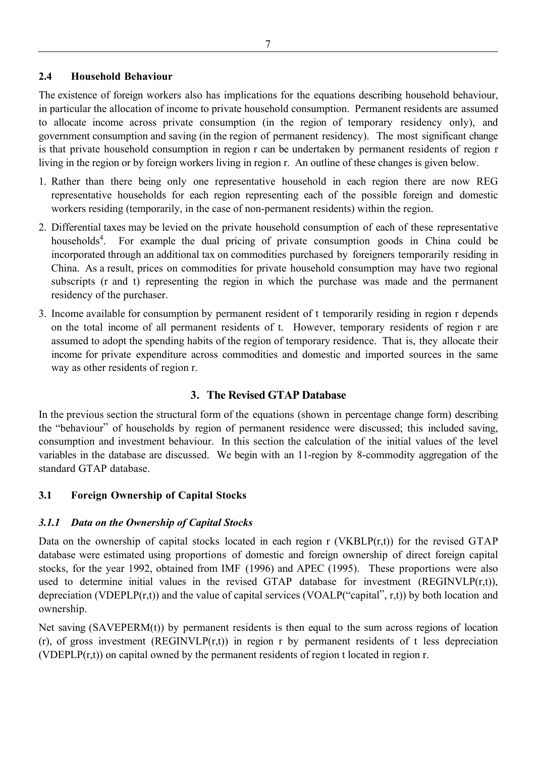### 2.4 Household Behaviour

The existence of foreign workers also has implications for the equations describing household behaviour, in particular the allocation of income to private household consumption. Permanent residents are assumed to allocate income across private consumption (in the region of temporary residency only), and government consumption and saving (in the region of permanent residency). The most significant change is that private household consumption in region r can be undertaken by permanent residents of region r living in the region or by foreign workers living in region r. An outline of these changes is given below.

1. Rather than there being only one representative household in each region there are now REG representative households for each region representing each of the possible foreign and domestic workers residing (temporarily, in the case of non-permanent residents) within the region.
2. Differential taxes may be levied on the private household consumption of each of these representative households[4]. For example the dual pricing of private consumption goods in China could be incorporated through an additional tax on commodities purchased by foreigners temporarily residing in China. As a result, prices on commodities for private household consumption may have two regional subscripts (r and t) representing the region in which the purchase was made and the permanent residency of the purchaser.
3. Income available for consumption by permanent resident of t temporarily residing in region r depends on the total income of all permanent residents of t. However, temporary residents of region r are assumed to adopt the spending habits of the region of temporary residence. That is, they allocate their income for private expenditure across commodities and domestic and imported sources in the same way as other residents of region r.

## 3. The Revised GTAP Database

In the previous section the structural form of the equations (shown in percentage change form) describing the "behaviour" of households by region of permanent residence were discussed; this included saving, consumption and investment behaviour. In this section the calculation of the initial values of the level variables in the database are discussed. We begin with an 11-region by 8-commodity aggregation of the standard GTAP database.

### 3.1 Foreign Ownership of Capital Stocks

#### *3.1.1 Data on the Ownership of Capital Stocks*

Data on the ownership of capital stocks located in each region r (VKBLP(r,t)) for the revised GTAP database were estimated using proportions of domestic and foreign ownership of direct foreign capital stocks, for the year 1992, obtained from IMF (1996) and APEC (1995). These proportions were also used to determine initial values in the revised GTAP database for investment (REGINVLP(r,t)), depreciation (VDEPLP(r,t)) and the value of capital services (VOALP("capital", r,t)) by both location and ownership.

Net saving (SAVEPERM(t)) by permanent residents is then equal to the sum across regions of location (r), of gross investment (REGINVLP(r,t)) in region r by permanent residents of t less depreciation (VDEPLP(r,t)) on capital owned by the permanent residents of region t located in region r.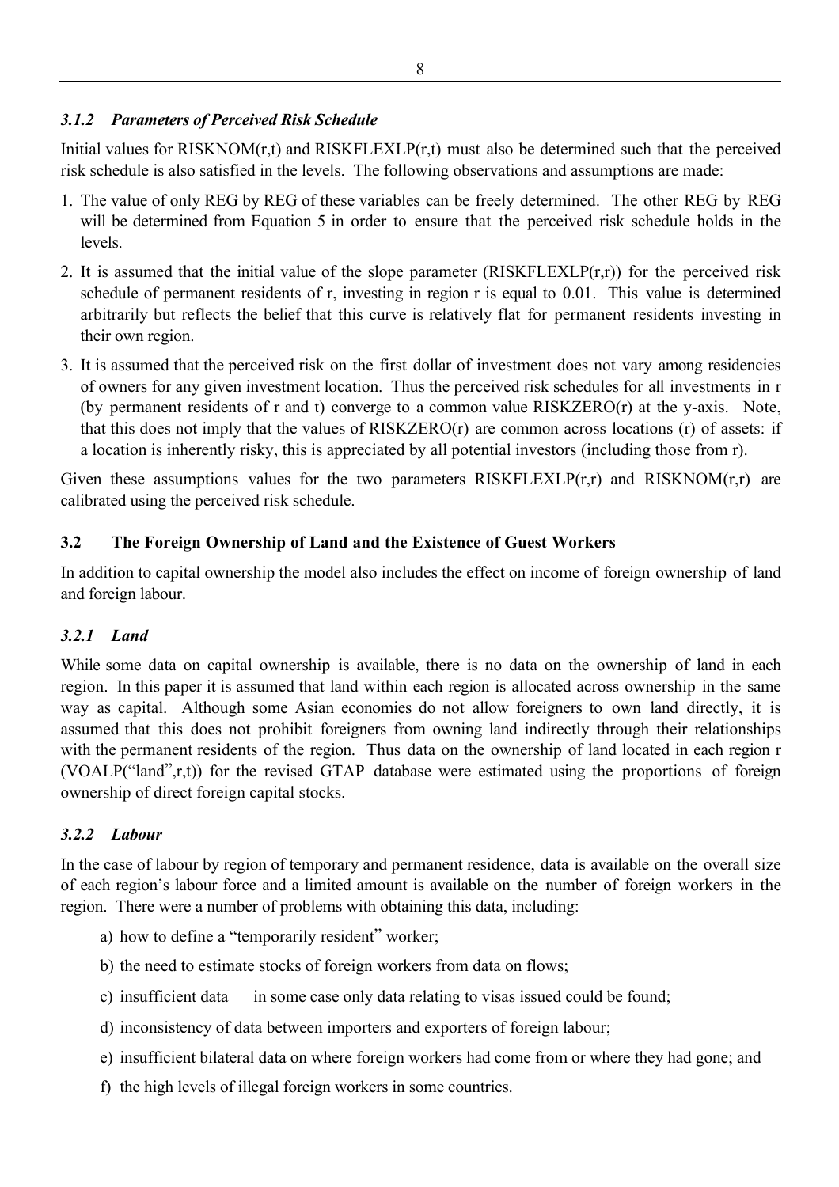### *3.1.2 Parameters of Perceived Risk Schedule*

Initial values for RISKNOM(r,t) and RISKFLEXLP(r,t) must also be determined such that the perceived risk schedule is also satisfied in the levels. The following observations and assumptions are made:

1. The value of only REG by REG of these variables can be freely determined. The other REG by REG will be determined from Equation 5 in order to ensure that the perceived risk schedule holds in the levels.
2. It is assumed that the initial value of the slope parameter (RISKFLEXLP(r,r)) for the perceived risk schedule of permanent residents of r, investing in region r is equal to 0.01. This value is determined arbitrarily but reflects the belief that this curve is relatively flat for permanent residents investing in their own region.
3. It is assumed that the perceived risk on the first dollar of investment does not vary among residencies of owners for any given investment location. Thus the perceived risk schedules for all investments in r (by permanent residents of r and t) converge to a common value RISKZERO(r) at the y-axis. Note, that this does not imply that the values of RISKZERO(r) are common across locations (r) of assets: if a location is inherently risky, this is appreciated by all potential investors (including those from r).

Given these assumptions values for the two parameters RISKFLEXLP(r,r) and RISKNOM(r,r) are calibrated using the perceived risk schedule.

### 3.2 The Foreign Ownership of Land and the Existence of Guest Workers

In addition to capital ownership the model also includes the effect on income of foreign ownership of land and foreign labour.

### *3.2.1 Land*

While some data on capital ownership is available, there is no data on the ownership of land in each region. In this paper it is assumed that land within each region is allocated across ownership in the same way as capital. Although some Asian economies do not allow foreigners to own land directly, it is assumed that this does not prohibit foreigners from owning land indirectly through their relationships with the permanent residents of the region. Thus data on the ownership of land located in each region r (VOALP("land",r,t)) for the revised GTAP database were estimated using the proportions of foreign ownership of direct foreign capital stocks.

### *3.2.2 Labour*

In the case of labour by region of temporary and permanent residence, data is available on the overall size of each region's labour force and a limited amount is available on the number of foreign workers in the region. There were a number of problems with obtaining this data, including:

a) how to define a "temporarily resident" worker;

b) the need to estimate stocks of foreign workers from data on flows;

c) insufficient data in some case only data relating to visas issued could be found;

d) inconsistency of data between importers and exporters of foreign labour;

e) insufficient bilateral data on where foreign workers had come from or where they had gone; and

f) the high levels of illegal foreign workers in some countries.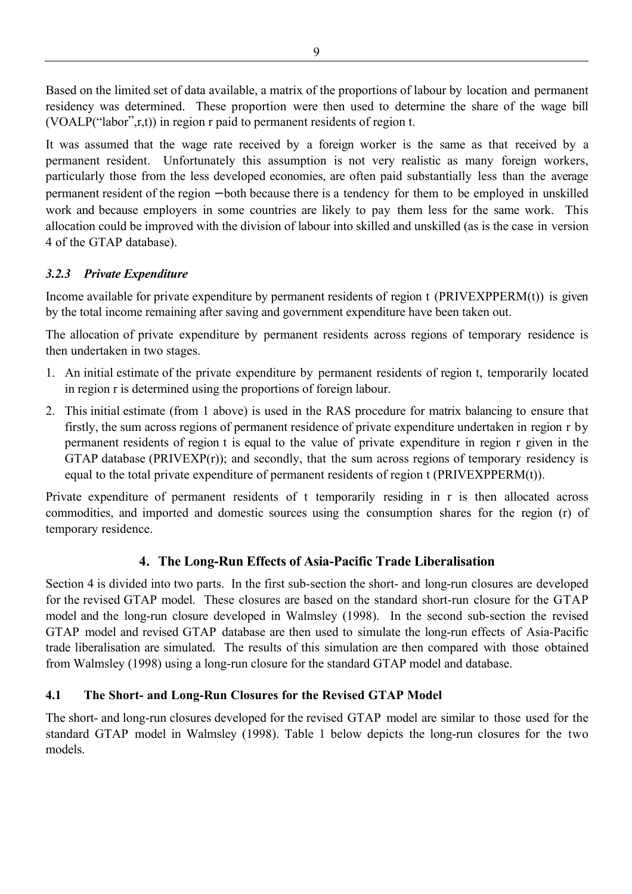Based on the limited set of data available, a matrix of the proportions of labour by location and permanent residency was determined. These proportion were then used to determine the share of the wage bill (VOALP("labor",r,t)) in region r paid to permanent residents of region t.

It was assumed that the wage rate received by a foreign worker is the same as that received by a permanent resident. Unfortunately this assumption is not very realistic as many foreign workers, particularly those from the less developed economies, are often paid substantially less than the average permanent resident of the region – both because there is a tendency for them to be employed in unskilled work and because employers in some countries are likely to pay them less for the same work. This allocation could be improved with the division of labour into skilled and unskilled (as is the case in version 4 of the GTAP database).

### *3.2.3 Private Expenditure*

Income available for private expenditure by permanent residents of region t (PRIVEXPPERM(t)) is given by the total income remaining after saving and government expenditure have been taken out.

The allocation of private expenditure by permanent residents across regions of temporary residence is then undertaken in two stages.

1. An initial estimate of the private expenditure by permanent residents of region t, temporarily located in region r is determined using the proportions of foreign labour.
2. This initial estimate (from 1 above) is used in the RAS procedure for matrix balancing to ensure that firstly, the sum across regions of permanent residence of private expenditure undertaken in region r by permanent residents of region t is equal to the value of private expenditure in region r given in the GTAP database (PRIVEXP(r)); and secondly, that the sum across regions of temporary residency is equal to the total private expenditure of permanent residents of region t (PRIVEXPPERM(t)).

Private expenditure of permanent residents of t temporarily residing in r is then allocated across commodities, and imported and domestic sources using the consumption shares for the region (r) of temporary residence.

## 4. The Long-Run Effects of Asia-Pacific Trade Liberalisation

Section 4 is divided into two parts. In the first sub-section the short- and long-run closures are developed for the revised GTAP model. These closures are based on the standard short-run closure for the GTAP model and the long-run closure developed in Walmsley (1998). In the second sub-section the revised GTAP model and revised GTAP database are then used to simulate the long-run effects of Asia-Pacific trade liberalisation are simulated. The results of this simulation are then compared with those obtained from Walmsley (1998) using a long-run closure for the standard GTAP model and database.

### 4.1 The Short- and Long-Run Closures for the Revised GTAP Model

The short- and long-run closures developed for the revised GTAP model are similar to those used for the standard GTAP model in Walmsley (1998). Table 1 below depicts the long-run closures for the two models.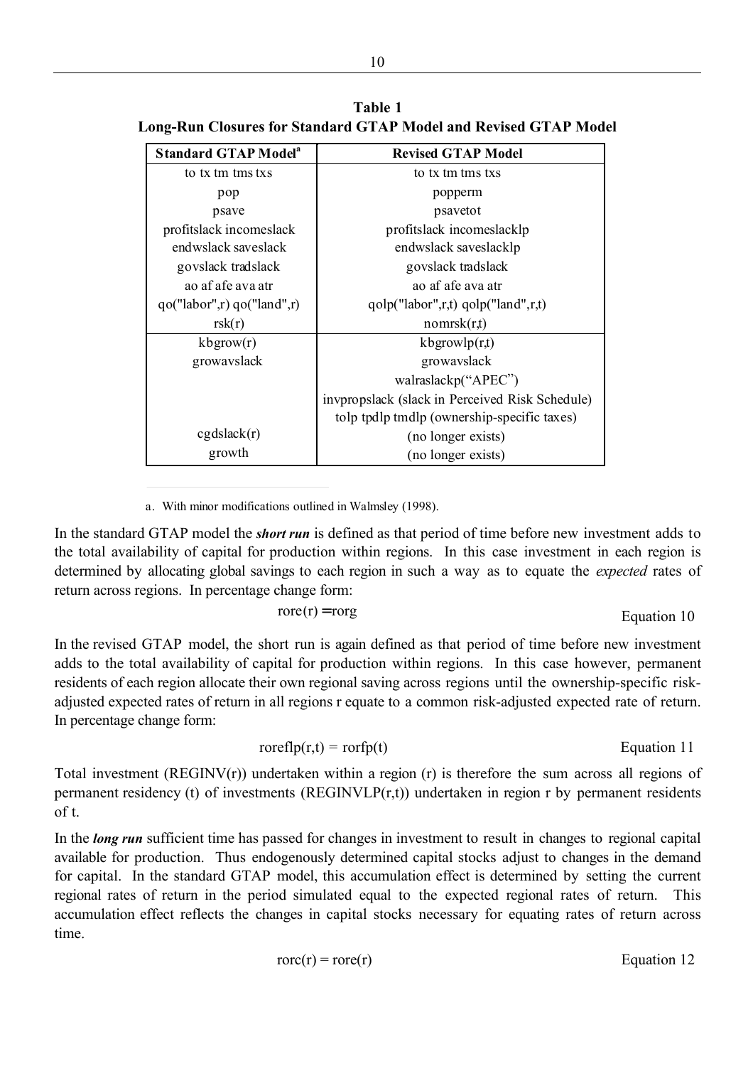**Table 1**
**Long-Run Closures for Standard GTAP Model and Revised GTAP Model**

| Standard GTAP Model[a] | Revised GTAP Model |
|---|---|
| to tx tm tms txs | to tx tm tms txs |
| pop | popperm |
| psave | psavetot |
| profitslack incomeslack | profitslack incomeslacklp |
| endwslack saveslack | endwslack saveslacklp |
| govslack tradslack | govslack tradslack |
| ao af afe ava atr | ao af afe ava atr |
| qo("labor",r) qo("land",r) | qolp("labor",r,t) qolp("land",r,t) |
| rsk(r) | nomrsk(r,t) |
| kbgrow(r) | kbgrowlp(r,t) |
| growavslack | growavslack |
| | walraslackp("APEC") |
| | invpropslack (slack in Perceived Risk Schedule) |
| | tolp tpdlp tmdlp (ownership-specific taxes) |
| cgdslack(r) | (no longer exists) |
| growth | (no longer exists) |

a. With minor modifications outlined in Walmsley (1998).

In the standard GTAP model the ***short run*** is defined as that period of time before new investment adds to the total availability of capital for production within regions. In this case investment in each region is determined by allocating global savings to each region in such a way as to equate the *expected* rates of return across regions. In percentage change form:

$$\text{rore(r)} = \text{rorg} \qquad \text{Equation 10}$$

In the revised GTAP model, the short run is again defined as that period of time before new investment adds to the total availability of capital for production within regions. In this case however, permanent residents of each region allocate their own regional saving across regions until the ownership-specific risk-adjusted expected rates of return in all regions r equate to a common risk-adjusted expected rate of return. In percentage change form:

$$\text{roreflp(r,t)} = \text{rorfp(t)} \qquad \text{Equation 11}$$

Total investment (REGINV(r)) undertaken within a region (r) is therefore the sum across all regions of permanent residency (t) of investments (REGINVLP(r,t)) undertaken in region r by permanent residents of t.

In the ***long run*** sufficient time has passed for changes in investment to result in changes to regional capital available for production. Thus endogenously determined capital stocks adjust to changes in the demand for capital. In the standard GTAP model, this accumulation effect is determined by setting the current regional rates of return in the period simulated equal to the expected regional rates of return. This accumulation effect reflects the changes in capital stocks necessary for equating rates of return across time.

$$\text{rorc(r)} = \text{rore(r)} \qquad \text{Equation 12}$$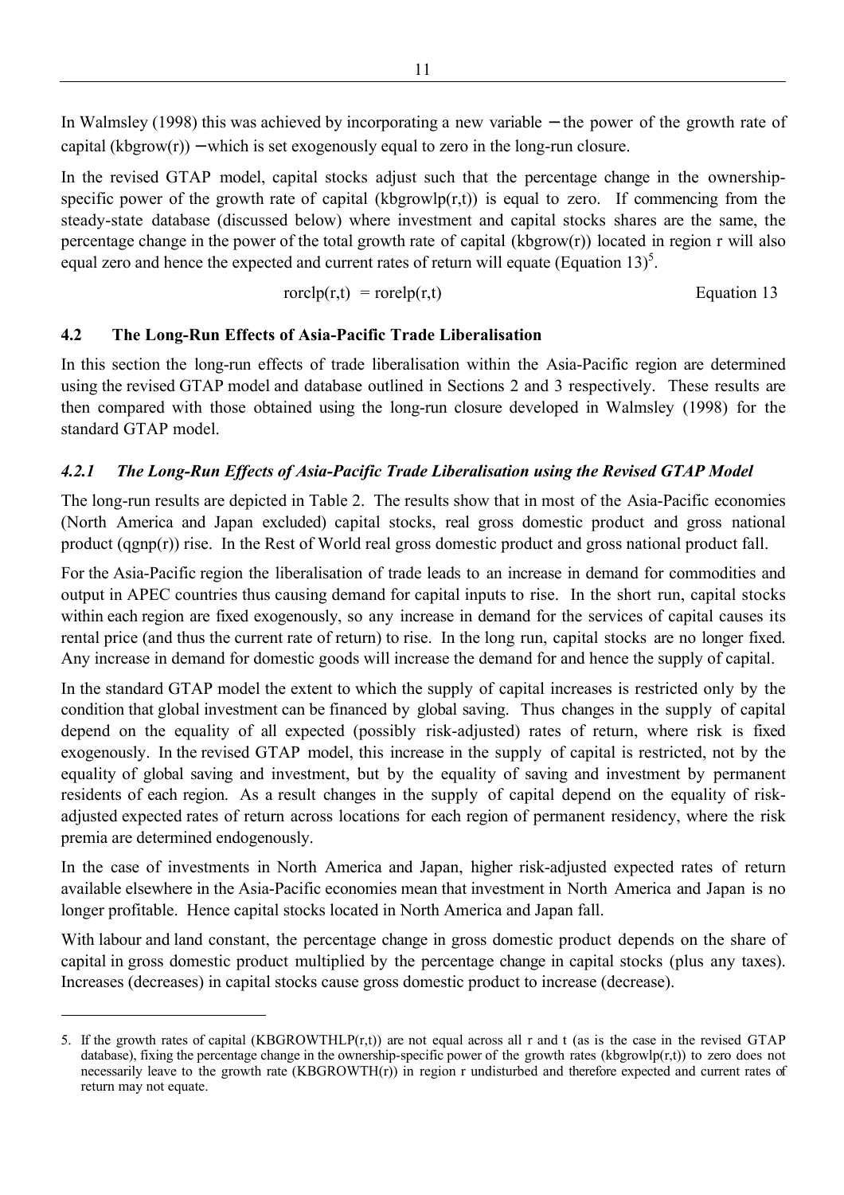In Walmsley (1998) this was achieved by incorporating a new variable − the power of the growth rate of capital (kbgrow(r)) − which is set exogenously equal to zero in the long-run closure.

In the revised GTAP model, capital stocks adjust such that the percentage change in the ownership-specific power of the growth rate of capital (kbgrowlp(r,t)) is equal to zero. If commencing from the steady-state database (discussed below) where investment and capital stocks shares are the same, the percentage change in the power of the total growth rate of capital (kbgrow(r)) located in region r will also equal zero and hence the expected and current rates of return will equate (Equation 13)[5].

$$\text{rorclp}(r,t) = \text{rorelp}(r,t) \qquad \text{Equation 13}$$

### 4.2 The Long-Run Effects of Asia-Pacific Trade Liberalisation

In this section the long-run effects of trade liberalisation within the Asia-Pacific region are determined using the revised GTAP model and database outlined in Sections 2 and 3 respectively. These results are then compared with those obtained using the long-run closure developed in Walmsley (1998) for the standard GTAP model.

#### *4.2.1 The Long-Run Effects of Asia-Pacific Trade Liberalisation using the Revised GTAP Model*

The long-run results are depicted in Table 2. The results show that in most of the Asia-Pacific economies (North America and Japan excluded) capital stocks, real gross domestic product and gross national product (qgnp(r)) rise. In the Rest of World real gross domestic product and gross national product fall.

For the Asia-Pacific region the liberalisation of trade leads to an increase in demand for commodities and output in APEC countries thus causing demand for capital inputs to rise. In the short run, capital stocks within each region are fixed exogenously, so any increase in demand for the services of capital causes its rental price (and thus the current rate of return) to rise. In the long run, capital stocks are no longer fixed. Any increase in demand for domestic goods will increase the demand for and hence the supply of capital.

In the standard GTAP model the extent to which the supply of capital increases is restricted only by the condition that global investment can be financed by global saving. Thus changes in the supply of capital depend on the equality of all expected (possibly risk-adjusted) rates of return, where risk is fixed exogenously. In the revised GTAP model, this increase in the supply of capital is restricted, not by the equality of global saving and investment, but by the equality of saving and investment by permanent residents of each region. As a result changes in the supply of capital depend on the equality of risk-adjusted expected rates of return across locations for each region of permanent residency, where the risk premia are determined endogenously.

In the case of investments in North America and Japan, higher risk-adjusted expected rates of return available elsewhere in the Asia-Pacific economies mean that investment in North America and Japan is no longer profitable. Hence capital stocks located in North America and Japan fall.

With labour and land constant, the percentage change in gross domestic product depends on the share of capital in gross domestic product multiplied by the percentage change in capital stocks (plus any taxes). Increases (decreases) in capital stocks cause gross domestic product to increase (decrease).

---

5. If the growth rates of capital (KBGROWTHLP(r,t)) are not equal across all r and t (as is the case in the revised GTAP database), fixing the percentage change in the ownership-specific power of the growth rates (kbgrowlp(r,t)) to zero does not necessarily leave to the growth rate (KBGROWTH(r)) in region r undisturbed and therefore expected and current rates of return may not equate.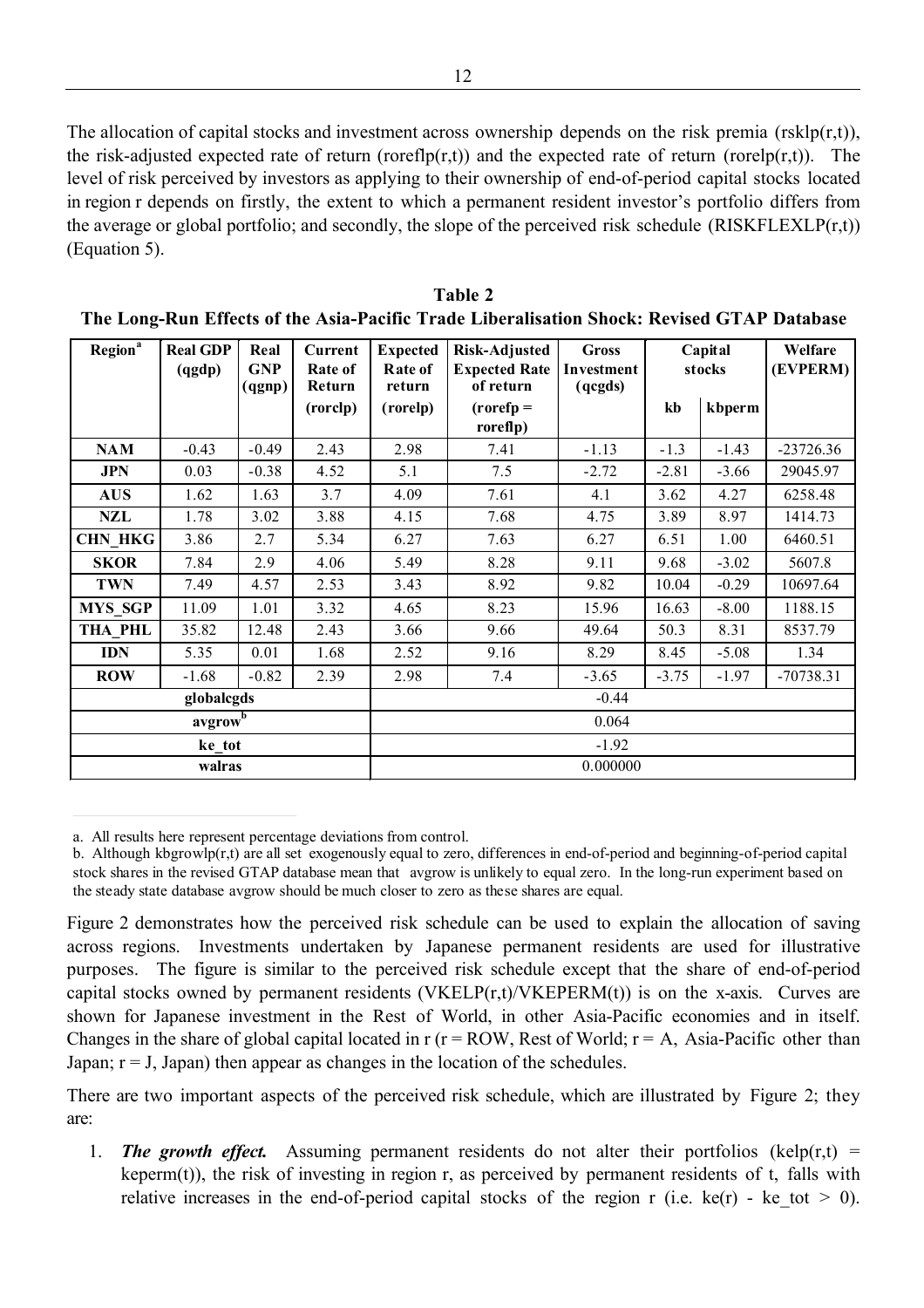The allocation of capital stocks and investment across ownership depends on the risk premia (rsklp(r,t)), the risk-adjusted expected rate of return (roreflp(r,t)) and the expected rate of return (rorelp(r,t)). The level of risk perceived by investors as applying to their ownership of end-of-period capital stocks located in region r depends on firstly, the extent to which a permanent resident investor's portfolio differs from the average or global portfolio; and secondly, the slope of the perceived risk schedule (RISKFLEXLP(r,t)) (Equation 5).

**Table 2**
**The Long-Run Effects of the Asia-Pacific Trade Liberalisation Shock: Revised GTAP Database**

| Region[a] | Real GDP (qgdp) | Real GNP (qgnp) | Current Rate of Return (rorclp) | Expected Rate of return (rorelp) | Risk-Adjusted Expected Rate of return (rorefp = roreflp) | Gross Investment (qcgds) | Capital stocks kb | Capital stocks kbperm | Welfare (EVPERM) |
|---|---|---|---|---|---|---|---|---|---|
| NAM | -0.43 | -0.49 | 2.43 | 2.98 | 7.41 | -1.13 | -1.3 | -1.43 | -23726.36 |
| JPN | 0.03 | -0.38 | 4.52 | 5.1 | 7.5 | -2.72 | -2.81 | -3.66 | 29045.97 |
| AUS | 1.62 | 1.63 | 3.7 | 4.09 | 7.61 | 4.1 | 3.62 | 4.27 | 6258.48 |
| NZL | 1.78 | 3.02 | 3.88 | 4.15 | 7.68 | 4.75 | 3.89 | 8.97 | 1414.73 |
| CHN_HKG | 3.86 | 2.7 | 5.34 | 6.27 | 7.63 | 6.27 | 6.51 | 1.00 | 6460.51 |
| SKOR | 7.84 | 2.9 | 4.06 | 5.49 | 8.28 | 9.11 | 9.68 | -3.02 | 5607.8 |
| TWN | 7.49 | 4.57 | 2.53 | 3.43 | 8.92 | 9.82 | 10.04 | -0.29 | 10697.64 |
| MYS_SGP | 11.09 | 1.01 | 3.32 | 4.65 | 8.23 | 15.96 | 16.63 | -8.00 | 1188.15 |
| THA_PHL | 35.82 | 12.48 | 2.43 | 3.66 | 9.66 | 49.64 | 50.3 | 8.31 | 8537.79 |
| IDN | 5.35 | 0.01 | 1.68 | 2.52 | 9.16 | 8.29 | 8.45 | -5.08 | 1.34 |
| ROW | -1.68 | -0.82 | 2.39 | 2.98 | 7.4 | -3.65 | -3.75 | -1.97 | -70738.31 |
| globalcgds | | | | -0.44 | | | | | |
| avgrow[b] | | | | 0.064 | | | | | |
| ke_tot | | | | -1.92 | | | | | |
| walras | | | | 0.000000 | | | | | |

a. All results here represent percentage deviations from control.

b. Although kbgrowlp(r,t) are all set exogenously equal to zero, differences in end-of-period and beginning-of-period capital stock shares in the revised GTAP database mean that avgrow is unlikely to equal zero. In the long-run experiment based on the steady state database avgrow should be much closer to zero as these shares are equal.

Figure 2 demonstrates how the perceived risk schedule can be used to explain the allocation of saving across regions. Investments undertaken by Japanese permanent residents are used for illustrative purposes. The figure is similar to the perceived risk schedule except that the share of end-of-period capital stocks owned by permanent residents (VKELP(r,t)/VKEPERM(t)) is on the x-axis. Curves are shown for Japanese investment in the Rest of World, in other Asia-Pacific economies and in itself. Changes in the share of global capital located in r (r = ROW, Rest of World; r = A, Asia-Pacific other than Japan; r = J, Japan) then appear as changes in the location of the schedules.

There are two important aspects of the perceived risk schedule, which are illustrated by Figure 2; they are:

1. ***The growth effect.*** Assuming permanent residents do not alter their portfolios (kelp(r,t) = keperm(t)), the risk of investing in region r, as perceived by permanent residents of t, falls with relative increases in the end-of-period capital stocks of the region r (i.e. ke(r) - ke_tot > 0).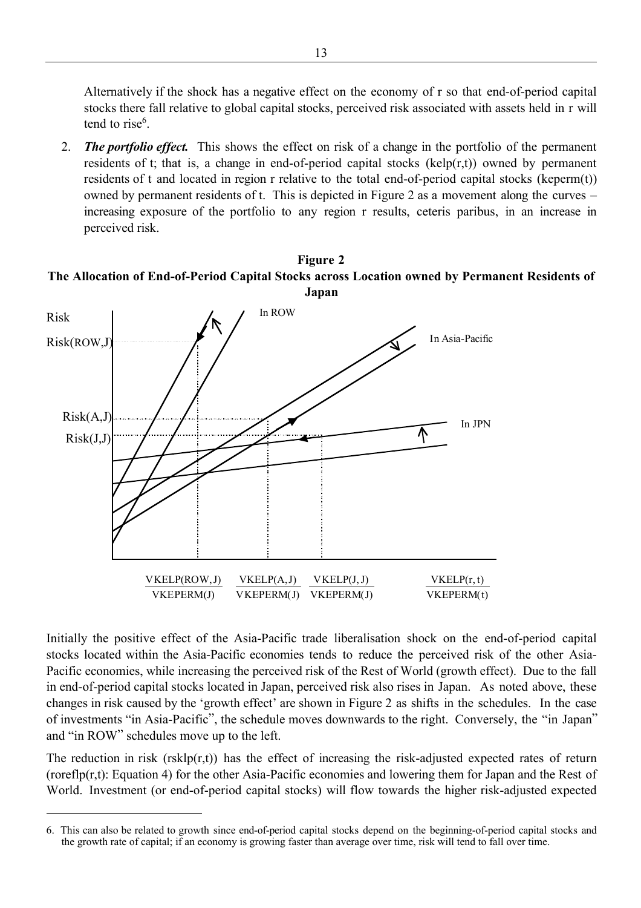Alternatively if the shock has a negative effect on the economy of r so that end-of-period capital stocks there fall relative to global capital stocks, perceived risk associated with assets held in r will tend to rise[6].

2. ***The portfolio effect.*** This shows the effect on risk of a change in the portfolio of the permanent residents of t; that is, a change in end-of-period capital stocks (kelp(r,t)) owned by permanent residents of t and located in region r relative to the total end-of-period capital stocks (keperm(t)) owned by permanent residents of t. This is depicted in Figure 2 as a movement along the curves – increasing exposure of the portfolio to any region r results, ceteris paribus, in an increase in perceived risk.

**Figure 2**
**The Allocation of End-of-Period Capital Stocks across Location owned by Permanent Residents of Japan**

Initially the positive effect of the Asia-Pacific trade liberalisation shock on the end-of-period capital stocks located within the Asia-Pacific economies tends to reduce the perceived risk of the other Asia-Pacific economies, while increasing the perceived risk of the Rest of World (growth effect). Due to the fall in end-of-period capital stocks located in Japan, perceived risk also rises in Japan. As noted above, these changes in risk caused by the 'growth effect' are shown in Figure 2 as shifts in the schedules. In the case of investments "in Asia-Pacific", the schedule moves downwards to the right. Conversely, the "in Japan" and "in ROW" schedules move up to the left.

The reduction in risk (rsklp(r,t)) has the effect of increasing the risk-adjusted expected rates of return (roreflp(r,t): Equation 4) for the other Asia-Pacific economies and lowering them for Japan and the Rest of World. Investment (or end-of-period capital stocks) will flow towards the higher risk-adjusted expected

---

6. This can also be related to growth since end-of-period capital stocks depend on the beginning-of-period capital stocks and the growth rate of capital; if an economy is growing faster than average over time, risk will tend to fall over time.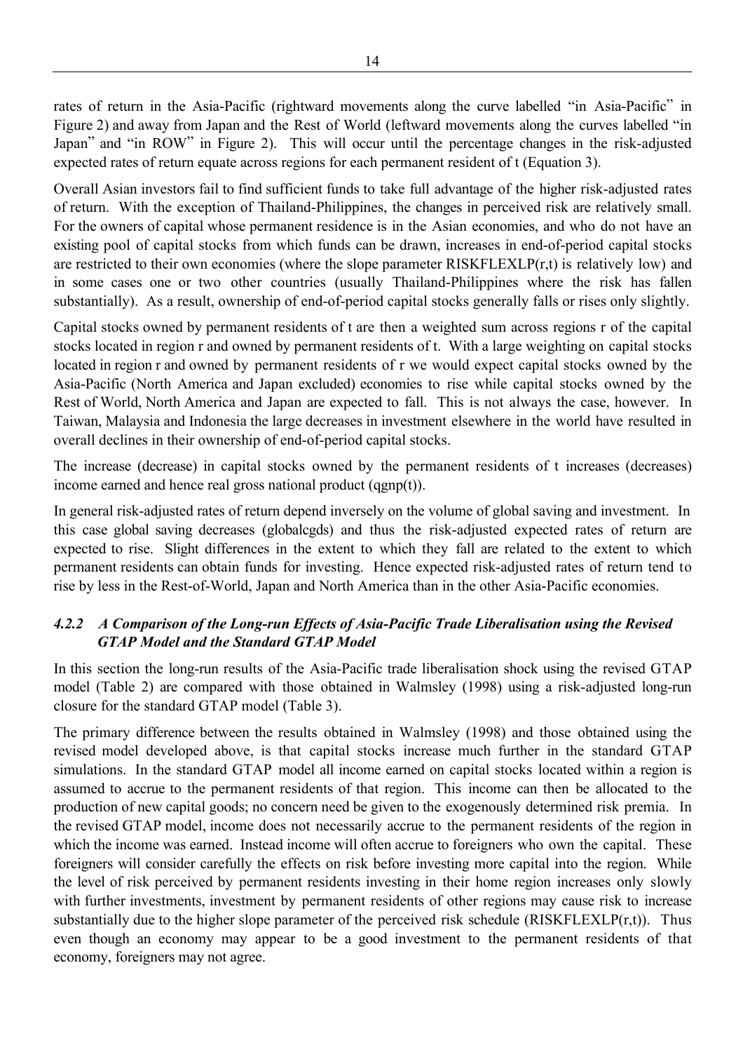rates of return in the Asia-Pacific (rightward movements along the curve labelled "in Asia-Pacific" in Figure 2) and away from Japan and the Rest of World (leftward movements along the curves labelled "in Japan" and "in ROW" in Figure 2). This will occur until the percentage changes in the risk-adjusted expected rates of return equate across regions for each permanent resident of t (Equation 3).

Overall Asian investors fail to find sufficient funds to take full advantage of the higher risk-adjusted rates of return. With the exception of Thailand-Philippines, the changes in perceived risk are relatively small. For the owners of capital whose permanent residence is in the Asian economies, and who do not have an existing pool of capital stocks from which funds can be drawn, increases in end-of-period capital stocks are restricted to their own economies (where the slope parameter RISKFLEXLP(r,t) is relatively low) and in some cases one or two other countries (usually Thailand-Philippines where the risk has fallen substantially). As a result, ownership of end-of-period capital stocks generally falls or rises only slightly.

Capital stocks owned by permanent residents of t are then a weighted sum across regions r of the capital stocks located in region r and owned by permanent residents of t. With a large weighting on capital stocks located in region r and owned by permanent residents of r we would expect capital stocks owned by the Asia-Pacific (North America and Japan excluded) economies to rise while capital stocks owned by the Rest of World, North America and Japan are expected to fall. This is not always the case, however. In Taiwan, Malaysia and Indonesia the large decreases in investment elsewhere in the world have resulted in overall declines in their ownership of end-of-period capital stocks.

The increase (decrease) in capital stocks owned by the permanent residents of t increases (decreases) income earned and hence real gross national product (qgnp(t)).

In general risk-adjusted rates of return depend inversely on the volume of global saving and investment. In this case global saving decreases (globalcgds) and thus the risk-adjusted expected rates of return are expected to rise. Slight differences in the extent to which they fall are related to the extent to which permanent residents can obtain funds for investing. Hence expected risk-adjusted rates of return tend to rise by less in the Rest-of-World, Japan and North America than in the other Asia-Pacific economies.

### *4.2.2 A Comparison of the Long-run Effects of Asia-Pacific Trade Liberalisation using the Revised GTAP Model and the Standard GTAP Model*

In this section the long-run results of the Asia-Pacific trade liberalisation shock using the revised GTAP model (Table 2) are compared with those obtained in Walmsley (1998) using a risk-adjusted long-run closure for the standard GTAP model (Table 3).

The primary difference between the results obtained in Walmsley (1998) and those obtained using the revised model developed above, is that capital stocks increase much further in the standard GTAP simulations. In the standard GTAP model all income earned on capital stocks located within a region is assumed to accrue to the permanent residents of that region. This income can then be allocated to the production of new capital goods; no concern need be given to the exogenously determined risk premia. In the revised GTAP model, income does not necessarily accrue to the permanent residents of the region in which the income was earned. Instead income will often accrue to foreigners who own the capital. These foreigners will consider carefully the effects on risk before investing more capital into the region. While the level of risk perceived by permanent residents investing in their home region increases only slowly with further investments, investment by permanent residents of other regions may cause risk to increase substantially due to the higher slope parameter of the perceived risk schedule (RISKFLEXLP(r,t)). Thus even though an economy may appear to be a good investment to the permanent residents of that economy, foreigners may not agree.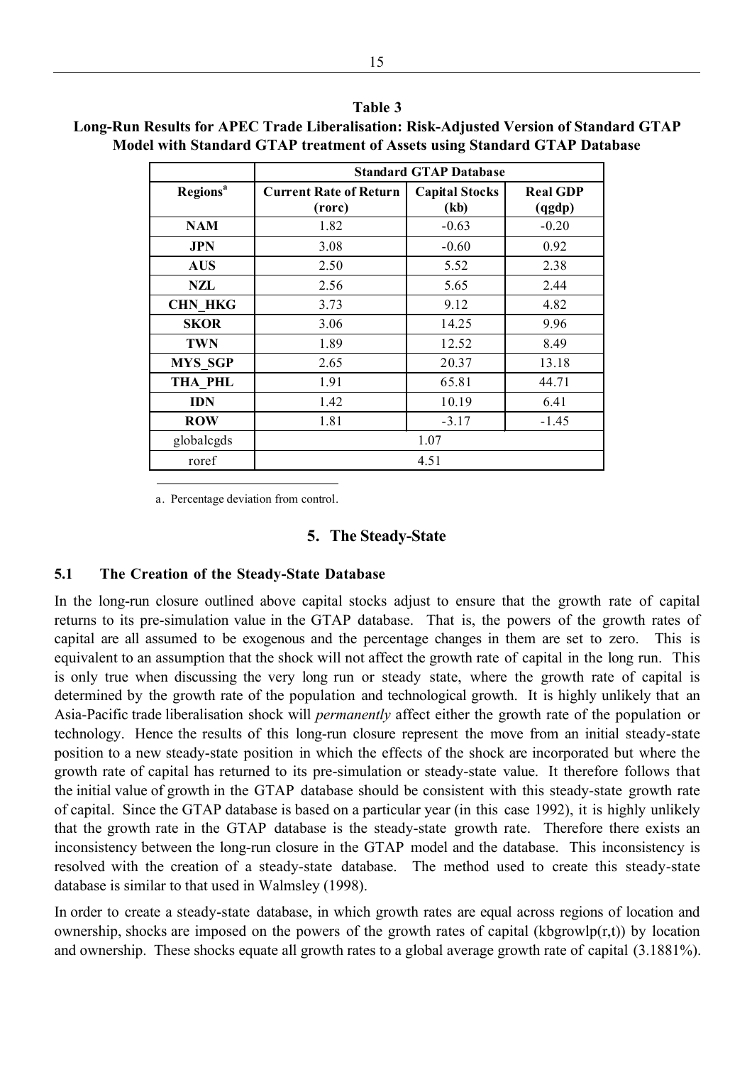**Table 3**
**Long-Run Results for APEC Trade Liberalisation: Risk-Adjusted Version of Standard GTAP Model with Standard GTAP treatment of Assets using Standard GTAP Database**

| | Standard GTAP Database | | |
|---|---|---|---|
| Regions[a] | Current Rate of Return (rorc) | Capital Stocks (kb) | Real GDP (qgdp) |
| NAM | 1.82 | -0.63 | -0.20 |
| JPN | 3.08 | -0.60 | 0.92 |
| AUS | 2.50 | 5.52 | 2.38 |
| NZL | 2.56 | 5.65 | 2.44 |
| CHN_HKG | 3.73 | 9.12 | 4.82 |
| SKOR | 3.06 | 14.25 | 9.96 |
| TWN | 1.89 | 12.52 | 8.49 |
| MYS_SGP | 2.65 | 20.37 | 13.18 |
| THA_PHL | 1.91 | 65.81 | 44.71 |
| IDN | 1.42 | 10.19 | 6.41 |
| ROW | 1.81 | -3.17 | -1.45 |
| globalcgds | 1.07 | | |
| roref | 4.51 | | |

a. Percentage deviation from control.

## 5. The Steady-State

### 5.1 The Creation of the Steady-State Database

In the long-run closure outlined above capital stocks adjust to ensure that the growth rate of capital returns to its pre-simulation value in the GTAP database. That is, the powers of the growth rates of capital are all assumed to be exogenous and the percentage changes in them are set to zero. This is equivalent to an assumption that the shock will not affect the growth rate of capital in the long run. This is only true when discussing the very long run or steady state, where the growth rate of capital is determined by the growth rate of the population and technological growth. It is highly unlikely that an Asia-Pacific trade liberalisation shock will *permanently* affect either the growth rate of the population or technology. Hence the results of this long-run closure represent the move from an initial steady-state position to a new steady-state position in which the effects of the shock are incorporated but where the growth rate of capital has returned to its pre-simulation or steady-state value. It therefore follows that the initial value of growth in the GTAP database should be consistent with this steady-state growth rate of capital. Since the GTAP database is based on a particular year (in this case 1992), it is highly unlikely that the growth rate in the GTAP database is the steady-state growth rate. Therefore there exists an inconsistency between the long-run closure in the GTAP model and the database. This inconsistency is resolved with the creation of a steady-state database. The method used to create this steady-state database is similar to that used in Walmsley (1998).

In order to create a steady-state database, in which growth rates are equal across regions of location and ownership, shocks are imposed on the powers of the growth rates of capital (kbgrowlp(r,t)) by location and ownership. These shocks equate all growth rates to a global average growth rate of capital (3.1881%).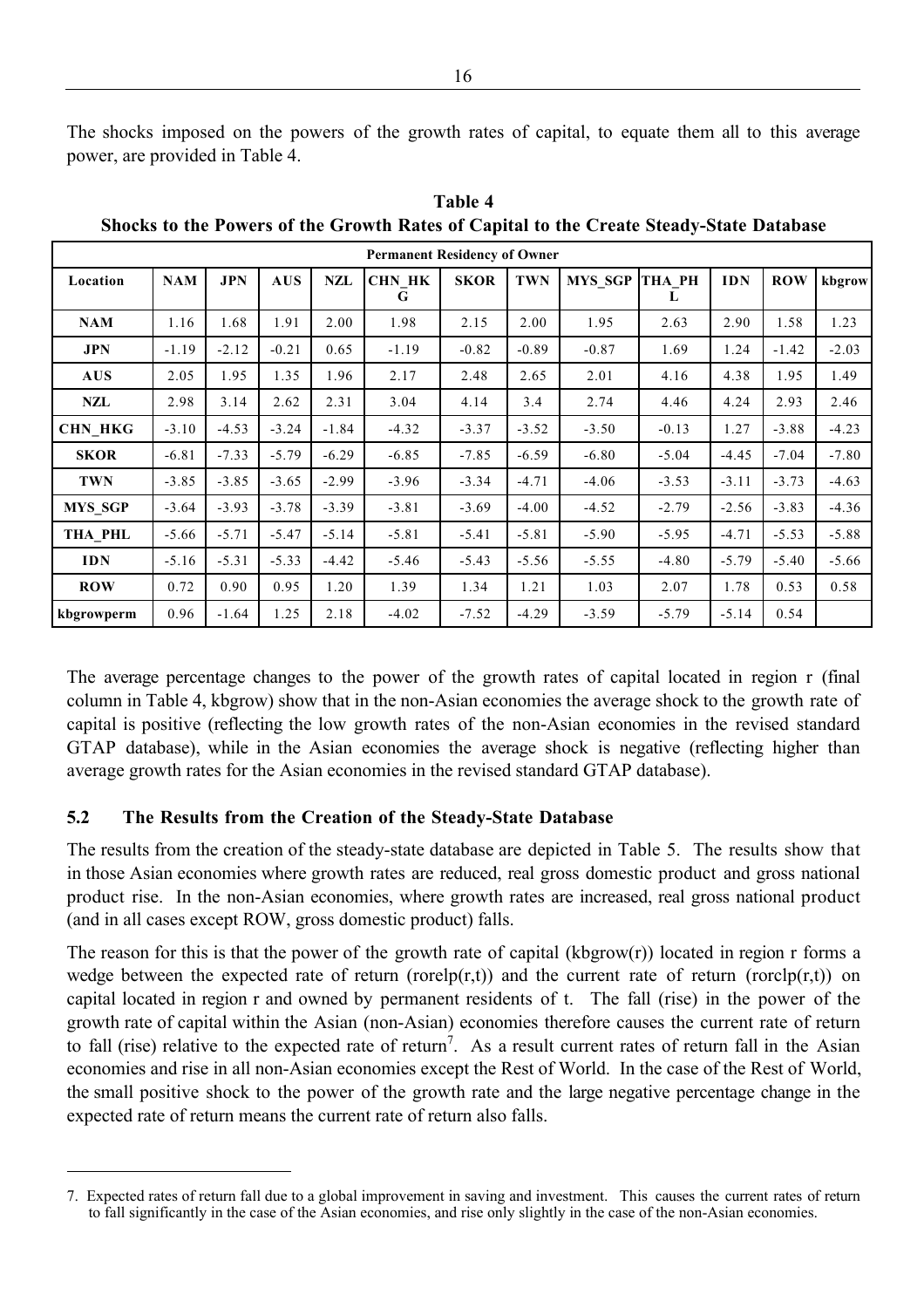The shocks imposed on the powers of the growth rates of capital, to equate them all to this average power, are provided in Table 4.

**Table 4**
**Shocks to the Powers of the Growth Rates of Capital to the Create Steady-State Database**

| | Permanent Residency of Owner | | | | | | | | | | | |
|---|---|---|---|---|---|---|---|---|---|---|---|---|
| **Location** | **NAM** | **JPN** | **AUS** | **NZL** | **CHN_HKG** | **SKOR** | **TWN** | **MYS_SGP** | **THA_PHL** | **IDN** | **ROW** | **kbgrow** |
| **NAM** | 1.16 | 1.68 | 1.91 | 2.00 | 1.98 | 2.15 | 2.00 | 1.95 | 2.63 | 2.90 | 1.58 | 1.23 |
| **JPN** | -1.19 | -2.12 | -0.21 | 0.65 | -1.19 | -0.82 | -0.89 | -0.87 | 1.69 | 1.24 | -1.42 | -2.03 |
| **AUS** | 2.05 | 1.95 | 1.35 | 1.96 | 2.17 | 2.48 | 2.65 | 2.01 | 4.16 | 4.38 | 1.95 | 1.49 |
| **NZL** | 2.98 | 3.14 | 2.62 | 2.31 | 3.04 | 4.14 | 3.4 | 2.74 | 4.46 | 4.24 | 2.93 | 2.46 |
| **CHN_HKG** | -3.10 | -4.53 | -3.24 | -1.84 | -4.32 | -3.37 | -3.52 | -3.50 | -0.13 | 1.27 | -3.88 | -4.23 |
| **SKOR** | -6.81 | -7.33 | -5.79 | -6.29 | -6.85 | -7.85 | -6.59 | -6.80 | -5.04 | -4.45 | -7.04 | -7.80 |
| **TWN** | -3.85 | -3.85 | -3.65 | -2.99 | -3.96 | -3.34 | -4.71 | -4.06 | -3.53 | -3.11 | -3.73 | -4.63 |
| **MYS_SGP** | -3.64 | -3.93 | -3.78 | -3.39 | -3.81 | -3.69 | -4.00 | -4.52 | -2.79 | -2.56 | -3.83 | -4.36 |
| **THA_PHL** | -5.66 | -5.71 | -5.47 | -5.14 | -5.81 | -5.41 | -5.81 | -5.90 | -5.95 | -4.71 | -5.53 | -5.88 |
| **IDN** | -5.16 | -5.31 | -5.33 | -4.42 | -5.46 | -5.43 | -5.56 | -5.55 | -4.80 | -5.79 | -5.40 | -5.66 |
| **ROW** | 0.72 | 0.90 | 0.95 | 1.20 | 1.39 | 1.34 | 1.21 | 1.03 | 2.07 | 1.78 | 0.53 | 0.58 |
| **kbgrowperm** | 0.96 | -1.64 | 1.25 | 2.18 | -4.02 | -7.52 | -4.29 | -3.59 | -5.79 | -5.14 | 0.54 | |

The average percentage changes to the power of the growth rates of capital located in region r (final column in Table 4, kbgrow) show that in the non-Asian economies the average shock to the growth rate of capital is positive (reflecting the low growth rates of the non-Asian economies in the revised standard GTAP database), while in the Asian economies the average shock is negative (reflecting higher than average growth rates for the Asian economies in the revised standard GTAP database).

## 5.2 The Results from the Creation of the Steady-State Database

The results from the creation of the steady-state database are depicted in Table 5. The results show that in those Asian economies where growth rates are reduced, real gross domestic product and gross national product rise. In the non-Asian economies, where growth rates are increased, real gross national product (and in all cases except ROW, gross domestic product) falls.

The reason for this is that the power of the growth rate of capital (kbgrow(r)) located in region r forms a wedge between the expected rate of return (rorelp(r,t)) and the current rate of return (rorclp(r,t)) on capital located in region r and owned by permanent residents of t. The fall (rise) in the power of the growth rate of capital within the Asian (non-Asian) economies therefore causes the current rate of return to fall (rise) relative to the expected rate of return[7]. As a result current rates of return fall in the Asian economies and rise in all non-Asian economies except the Rest of World. In the case of the Rest of World, the small positive shock to the power of the growth rate and the large negative percentage change in the expected rate of return means the current rate of return also falls.

---

7. Expected rates of return fall due to a global improvement in saving and investment. This causes the current rates of return to fall significantly in the case of the Asian economies, and rise only slightly in the case of the non-Asian economies.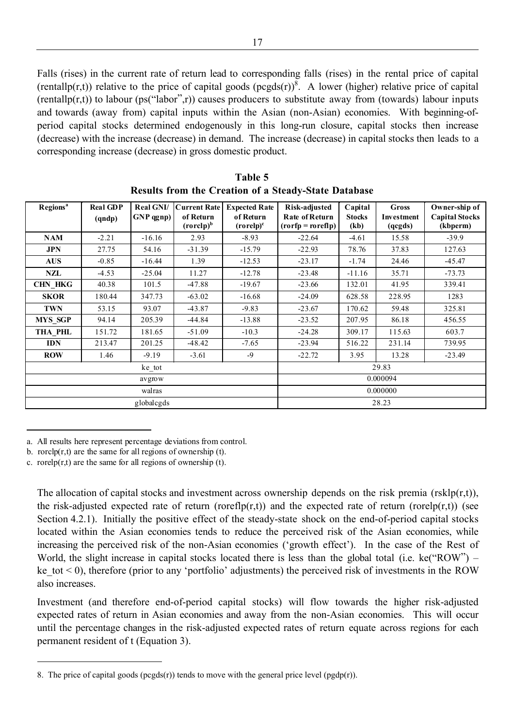Falls (rises) in the current rate of return lead to corresponding falls (rises) in the rental price of capital (rentallp(r,t)) relative to the price of capital goods (pcgds(r))[8]. A lower (higher) relative price of capital (rentallp(r,t)) to labour (ps("labor",r)) causes producers to substitute away from (towards) labour inputs and towards (away from) capital inputs within the Asian (non-Asian) economies. With beginning-of-period capital stocks determined endogenously in this long-run closure, capital stocks then increase (decrease) with the increase (decrease) in demand. The increase (decrease) in capital stocks then leads to a corresponding increase (decrease) in gross domestic product.

**Table 5**
**Results from the Creation of a Steady-State Database**

| Regions[a] | Real GDP (qndp) | Real GNI/ GNP qgnp) | Current Rate of Return (rorclp)[b] | Expected Rate of Return (rorelp)[c] | Risk-adjusted Rate of Return (rorfp = roreflp) | Capital Stocks (kb) | Gross Investment (qcgds) | Owner-ship of Capital Stocks (kbperm) |
|---|---|---|---|---|---|---|---|---|
| **NAM** | -2.21 | -16.16 | 2.93 | -8.93 | -22.64 | -4.61 | 15.58 | -39.9 |
| **JPN** | 27.75 | 54.16 | -31.39 | -15.79 | -22.93 | 78.76 | 37.83 | 127.63 |
| **AUS** | -0.85 | -16.44 | 1.39 | -12.53 | -23.17 | -1.74 | 24.46 | -45.47 |
| **NZL** | -4.53 | -25.04 | 11.27 | -12.78 | -23.48 | -11.16 | 35.71 | -73.73 |
| **CHN_HKG** | 40.38 | 101.5 | -47.88 | -19.67 | -23.66 | 132.01 | 41.95 | 339.41 |
| **SKOR** | 180.44 | 347.73 | -63.02 | -16.68 | -24.09 | 628.58 | 228.95 | 1283 |
| **TWN** | 53.15 | 93.07 | -43.87 | -9.83 | -23.67 | 170.62 | 59.48 | 325.81 |
| **MYS_SGP** | 94.14 | 205.39 | -44.84 | -13.88 | -23.52 | 207.95 | 86.18 | 456.55 |
| **THA_PHL** | 151.72 | 181.65 | -51.09 | -10.3 | -24.28 | 309.17 | 115.63 | 603.7 |
| **IDN** | 213.47 | 201.25 | -48.42 | -7.65 | -23.94 | 516.22 | 231.14 | 739.95 |
| **ROW** | 1.46 | -9.19 | -3.61 | -9 | -22.72 | 3.95 | 13.28 | -23.49 |
| ke_tot | | | | | 29.83 | | | |
| avgrow | | | | | 0.000094 | | | |
| walras | | | | | 0.000000 | | | |
| globalcgds | | | | | 28.23 | | | |

a. All results here represent percentage deviations from control.

b. rorclp(r,t) are the same for all regions of ownership (t).

c. rorelp(r,t) are the same for all regions of ownership (t).

The allocation of capital stocks and investment across ownership depends on the risk premia (rsklp(r,t)), the risk-adjusted expected rate of return (roreflp(r,t)) and the expected rate of return (rorelp(r,t)) (see Section 4.2.1). Initially the positive effect of the steady-state shock on the end-of-period capital stocks located within the Asian economies tends to reduce the perceived risk of the Asian economies, while increasing the perceived risk of the non-Asian economies ('growth effect'). In the case of the Rest of World, the slight increase in capital stocks located there is less than the global total (i.e. ke("ROW") – ke_tot < 0), therefore (prior to any 'portfolio' adjustments) the perceived risk of investments in the ROW also increases.

Investment (and therefore end-of-period capital stocks) will flow towards the higher risk-adjusted expected rates of return in Asian economies and away from the non-Asian economies. This will occur until the percentage changes in the risk-adjusted expected rates of return equate across regions for each permanent resident of t (Equation 3).

8. The price of capital goods (pcgds(r)) tends to move with the general price level (pgdp(r)).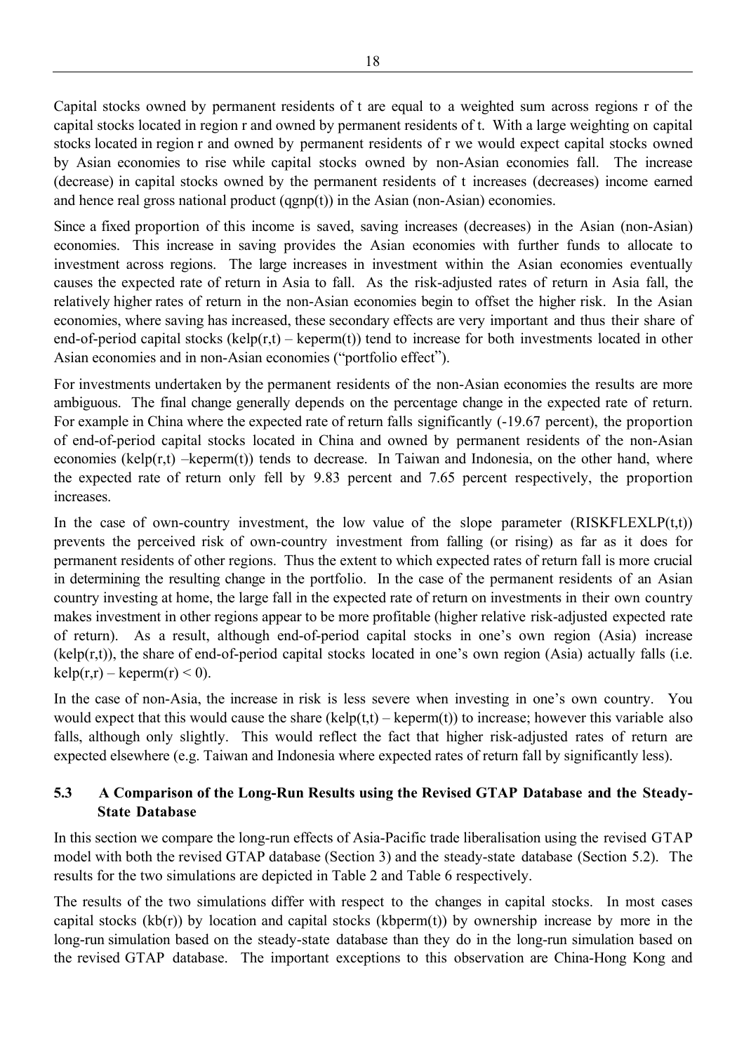Capital stocks owned by permanent residents of t are equal to a weighted sum across regions r of the capital stocks located in region r and owned by permanent residents of t. With a large weighting on capital stocks located in region r and owned by permanent residents of r we would expect capital stocks owned by Asian economies to rise while capital stocks owned by non-Asian economies fall. The increase (decrease) in capital stocks owned by the permanent residents of t increases (decreases) income earned and hence real gross national product (qgnp(t)) in the Asian (non-Asian) economies.

Since a fixed proportion of this income is saved, saving increases (decreases) in the Asian (non-Asian) economies. This increase in saving provides the Asian economies with further funds to allocate to investment across regions. The large increases in investment within the Asian economies eventually causes the expected rate of return in Asia to fall. As the risk-adjusted rates of return in Asia fall, the relatively higher rates of return in the non-Asian economies begin to offset the higher risk. In the Asian economies, where saving has increased, these secondary effects are very important and thus their share of end-of-period capital stocks (kelp(r,t) – keperm(t)) tend to increase for both investments located in other Asian economies and in non-Asian economies ("portfolio effect").

For investments undertaken by the permanent residents of the non-Asian economies the results are more ambiguous. The final change generally depends on the percentage change in the expected rate of return. For example in China where the expected rate of return falls significantly (-19.67 percent), the proportion of end-of-period capital stocks located in China and owned by permanent residents of the non-Asian economies (kelp(r,t) –keperm(t)) tends to decrease. In Taiwan and Indonesia, on the other hand, where the expected rate of return only fell by 9.83 percent and 7.65 percent respectively, the proportion increases.

In the case of own-country investment, the low value of the slope parameter (RISKFLEXLP(t,t)) prevents the perceived risk of own-country investment from falling (or rising) as far as it does for permanent residents of other regions. Thus the extent to which expected rates of return fall is more crucial in determining the resulting change in the portfolio. In the case of the permanent residents of an Asian country investing at home, the large fall in the expected rate of return on investments in their own country makes investment in other regions appear to be more profitable (higher relative risk-adjusted expected rate of return). As a result, although end-of-period capital stocks in one's own region (Asia) increase (kelp(r,t)), the share of end-of-period capital stocks located in one's own region (Asia) actually falls (i.e. kelp(r,r) – keperm(r) < 0).

In the case of non-Asia, the increase in risk is less severe when investing in one's own country. You would expect that this would cause the share (kelp(t,t) – keperm(t)) to increase; however this variable also falls, although only slightly. This would reflect the fact that higher risk-adjusted rates of return are expected elsewhere (e.g. Taiwan and Indonesia where expected rates of return fall by significantly less).

### 5.3 A Comparison of the Long-Run Results using the Revised GTAP Database and the Steady-State Database

In this section we compare the long-run effects of Asia-Pacific trade liberalisation using the revised GTAP model with both the revised GTAP database (Section 3) and the steady-state database (Section 5.2). The results for the two simulations are depicted in Table 2 and Table 6 respectively.

The results of the two simulations differ with respect to the changes in capital stocks. In most cases capital stocks (kb(r)) by location and capital stocks (kbperm(t)) by ownership increase by more in the long-run simulation based on the steady-state database than they do in the long-run simulation based on the revised GTAP database. The important exceptions to this observation are China-Hong Kong and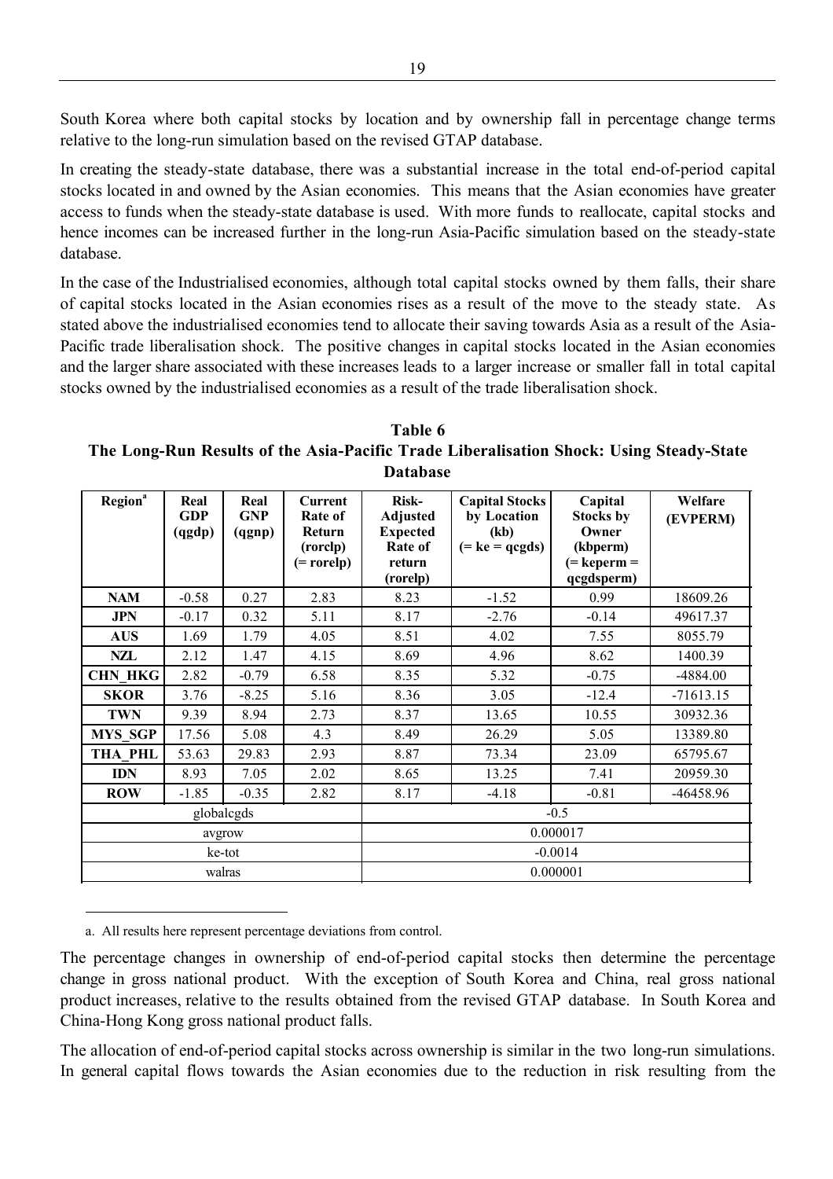South Korea where both capital stocks by location and by ownership fall in percentage change terms relative to the long-run simulation based on the revised GTAP database.

In creating the steady-state database, there was a substantial increase in the total end-of-period capital stocks located in and owned by the Asian economies. This means that the Asian economies have greater access to funds when the steady-state database is used. With more funds to reallocate, capital stocks and hence incomes can be increased further in the long-run Asia-Pacific simulation based on the steady-state database.

In the case of the Industrialised economies, although total capital stocks owned by them falls, their share of capital stocks located in the Asian economies rises as a result of the move to the steady state. As stated above the industrialised economies tend to allocate their saving towards Asia as a result of the Asia-Pacific trade liberalisation shock. The positive changes in capital stocks located in the Asian economies and the larger share associated with these increases leads to a larger increase or smaller fall in total capital stocks owned by the industrialised economies as a result of the trade liberalisation shock.

**Table 6**
**The Long-Run Results of the Asia-Pacific Trade Liberalisation Shock: Using Steady-State Database**

| Region[a] | Real GDP (qgdp) | Real GNP (qgnp) | Current Rate of Return (rorclp) (= rorelp) | Risk-Adjusted Expected Rate of return (rorelp) | Capital Stocks by Location (kb) (= ke = qcgds) | Capital Stocks by Owner (kbperm) (= keperm = qcgdsperm) | Welfare (EVPERM) |
|---|---|---|---|---|---|---|---|
| NAM | -0.58 | 0.27 | 2.83 | 8.23 | -1.52 | 0.99 | 18609.26 |
| JPN | -0.17 | 0.32 | 5.11 | 8.17 | -2.76 | -0.14 | 49617.37 |
| AUS | 1.69 | 1.79 | 4.05 | 8.51 | 4.02 | 7.55 | 8055.79 |
| NZL | 2.12 | 1.47 | 4.15 | 8.69 | 4.96 | 8.62 | 1400.39 |
| CHN_HKG | 2.82 | -0.79 | 6.58 | 8.35 | 5.32 | -0.75 | -4884.00 |
| SKOR | 3.76 | -8.25 | 5.16 | 8.36 | 3.05 | -12.4 | -71613.15 |
| TWN | 9.39 | 8.94 | 2.73 | 8.37 | 13.65 | 10.55 | 30932.36 |
| MYS_SGP | 17.56 | 5.08 | 4.3 | 8.49 | 26.29 | 5.05 | 13389.80 |
| THA_PHL | 53.63 | 29.83 | 2.93 | 8.87 | 73.34 | 23.09 | 65795.67 |
| IDN | 8.93 | 7.05 | 2.02 | 8.65 | 13.25 | 7.41 | 20959.30 |
| ROW | -1.85 | -0.35 | 2.82 | 8.17 | -4.18 | -0.81 | -46458.96 |
| globalcgds | | | | -0.5 | | | |
| avgrow | | | | 0.000017 | | | |
| ke-tot | | | | -0.0014 | | | |
| walras | | | | 0.000001 | | | |

a. All results here represent percentage deviations from control.

The percentage changes in ownership of end-of-period capital stocks then determine the percentage change in gross national product. With the exception of South Korea and China, real gross national product increases, relative to the results obtained from the revised GTAP database. In South Korea and China-Hong Kong gross national product falls.

The allocation of end-of-period capital stocks across ownership is similar in the two long-run simulations. In general capital flows towards the Asian economies due to the reduction in risk resulting from the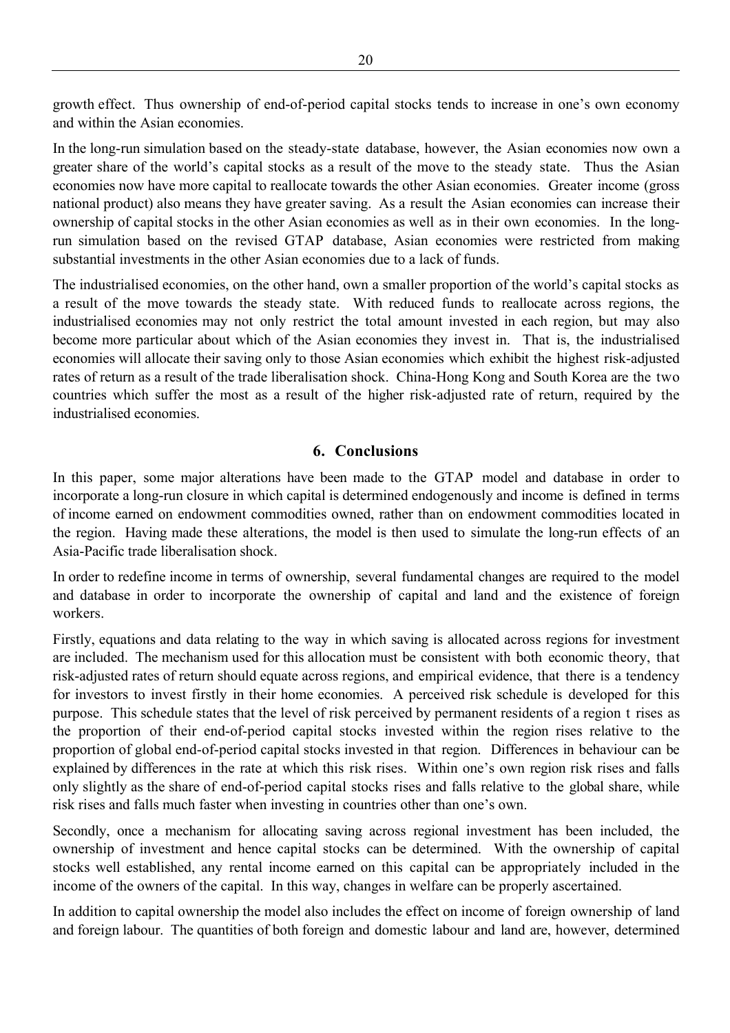growth effect. Thus ownership of end-of-period capital stocks tends to increase in one's own economy and within the Asian economies.

In the long-run simulation based on the steady-state database, however, the Asian economies now own a greater share of the world's capital stocks as a result of the move to the steady state. Thus the Asian economies now have more capital to reallocate towards the other Asian economies. Greater income (gross national product) also means they have greater saving. As a result the Asian economies can increase their ownership of capital stocks in the other Asian economies as well as in their own economies. In the long-run simulation based on the revised GTAP database, Asian economies were restricted from making substantial investments in the other Asian economies due to a lack of funds.

The industrialised economies, on the other hand, own a smaller proportion of the world's capital stocks as a result of the move towards the steady state. With reduced funds to reallocate across regions, the industrialised economies may not only restrict the total amount invested in each region, but may also become more particular about which of the Asian economies they invest in. That is, the industrialised economies will allocate their saving only to those Asian economies which exhibit the highest risk-adjusted rates of return as a result of the trade liberalisation shock. China-Hong Kong and South Korea are the two countries which suffer the most as a result of the higher risk-adjusted rate of return, required by the industrialised economies.

## 6. Conclusions

In this paper, some major alterations have been made to the GTAP model and database in order to incorporate a long-run closure in which capital is determined endogenously and income is defined in terms of income earned on endowment commodities owned, rather than on endowment commodities located in the region. Having made these alterations, the model is then used to simulate the long-run effects of an Asia-Pacific trade liberalisation shock.

In order to redefine income in terms of ownership, several fundamental changes are required to the model and database in order to incorporate the ownership of capital and land and the existence of foreign workers.

Firstly, equations and data relating to the way in which saving is allocated across regions for investment are included. The mechanism used for this allocation must be consistent with both economic theory, that risk-adjusted rates of return should equate across regions, and empirical evidence, that there is a tendency for investors to invest firstly in their home economies. A perceived risk schedule is developed for this purpose. This schedule states that the level of risk perceived by permanent residents of a region t rises as the proportion of their end-of-period capital stocks invested within the region rises relative to the proportion of global end-of-period capital stocks invested in that region. Differences in behaviour can be explained by differences in the rate at which this risk rises. Within one's own region risk rises and falls only slightly as the share of end-of-period capital stocks rises and falls relative to the global share, while risk rises and falls much faster when investing in countries other than one's own.

Secondly, once a mechanism for allocating saving across regional investment has been included, the ownership of investment and hence capital stocks can be determined. With the ownership of capital stocks well established, any rental income earned on this capital can be appropriately included in the income of the owners of the capital. In this way, changes in welfare can be properly ascertained.

In addition to capital ownership the model also includes the effect on income of foreign ownership of land and foreign labour. The quantities of both foreign and domestic labour and land are, however, determined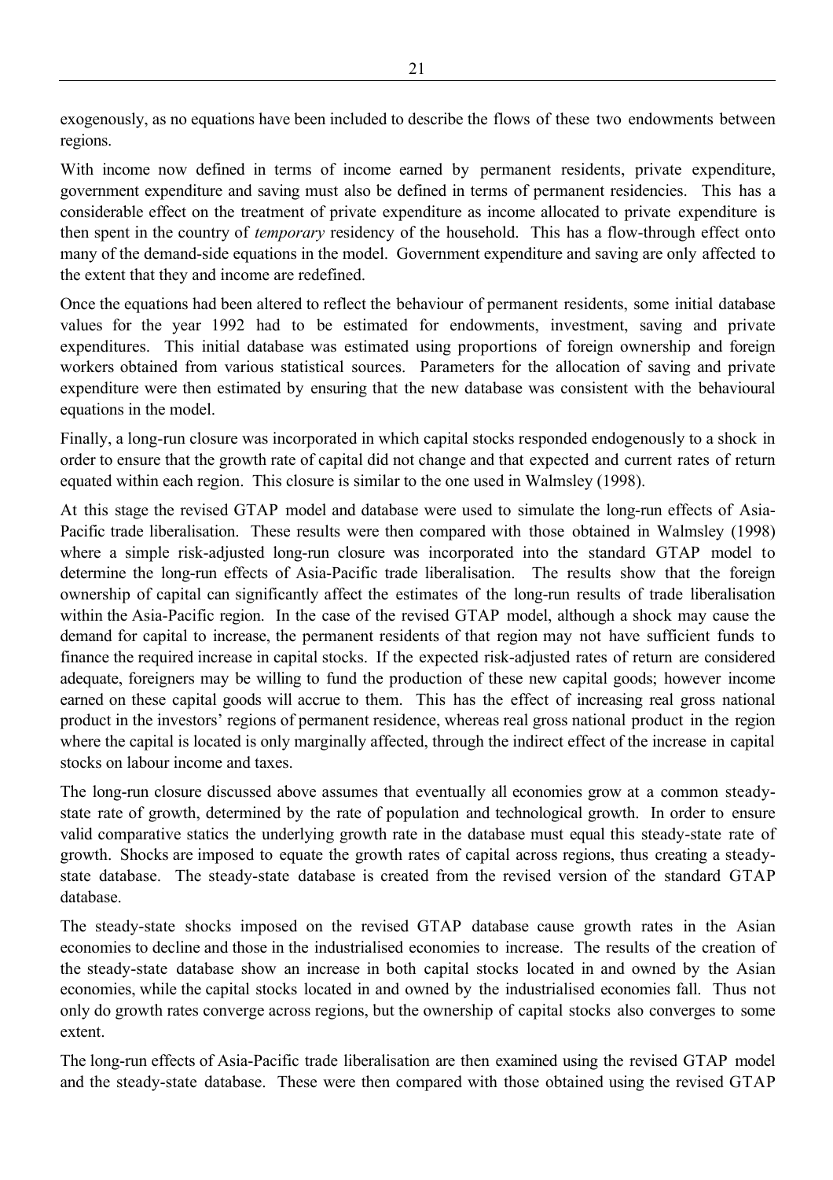exogenously, as no equations have been included to describe the flows of these two endowments between regions.

With income now defined in terms of income earned by permanent residents, private expenditure, government expenditure and saving must also be defined in terms of permanent residencies. This has a considerable effect on the treatment of private expenditure as income allocated to private expenditure is then spent in the country of *temporary* residency of the household. This has a flow-through effect onto many of the demand-side equations in the model. Government expenditure and saving are only affected to the extent that they and income are redefined.

Once the equations had been altered to reflect the behaviour of permanent residents, some initial database values for the year 1992 had to be estimated for endowments, investment, saving and private expenditures. This initial database was estimated using proportions of foreign ownership and foreign workers obtained from various statistical sources. Parameters for the allocation of saving and private expenditure were then estimated by ensuring that the new database was consistent with the behavioural equations in the model.

Finally, a long-run closure was incorporated in which capital stocks responded endogenously to a shock in order to ensure that the growth rate of capital did not change and that expected and current rates of return equated within each region. This closure is similar to the one used in Walmsley (1998).

At this stage the revised GTAP model and database were used to simulate the long-run effects of Asia-Pacific trade liberalisation. These results were then compared with those obtained in Walmsley (1998) where a simple risk-adjusted long-run closure was incorporated into the standard GTAP model to determine the long-run effects of Asia-Pacific trade liberalisation. The results show that the foreign ownership of capital can significantly affect the estimates of the long-run results of trade liberalisation within the Asia-Pacific region. In the case of the revised GTAP model, although a shock may cause the demand for capital to increase, the permanent residents of that region may not have sufficient funds to finance the required increase in capital stocks. If the expected risk-adjusted rates of return are considered adequate, foreigners may be willing to fund the production of these new capital goods; however income earned on these capital goods will accrue to them. This has the effect of increasing real gross national product in the investors' regions of permanent residence, whereas real gross national product in the region where the capital is located is only marginally affected, through the indirect effect of the increase in capital stocks on labour income and taxes.

The long-run closure discussed above assumes that eventually all economies grow at a common steady-state rate of growth, determined by the rate of population and technological growth. In order to ensure valid comparative statics the underlying growth rate in the database must equal this steady-state rate of growth. Shocks are imposed to equate the growth rates of capital across regions, thus creating a steady-state database. The steady-state database is created from the revised version of the standard GTAP database.

The steady-state shocks imposed on the revised GTAP database cause growth rates in the Asian economies to decline and those in the industrialised economies to increase. The results of the creation of the steady-state database show an increase in both capital stocks located in and owned by the Asian economies, while the capital stocks located in and owned by the industrialised economies fall. Thus not only do growth rates converge across regions, but the ownership of capital stocks also converges to some extent.

The long-run effects of Asia-Pacific trade liberalisation are then examined using the revised GTAP model and the steady-state database. These were then compared with those obtained using the revised GTAP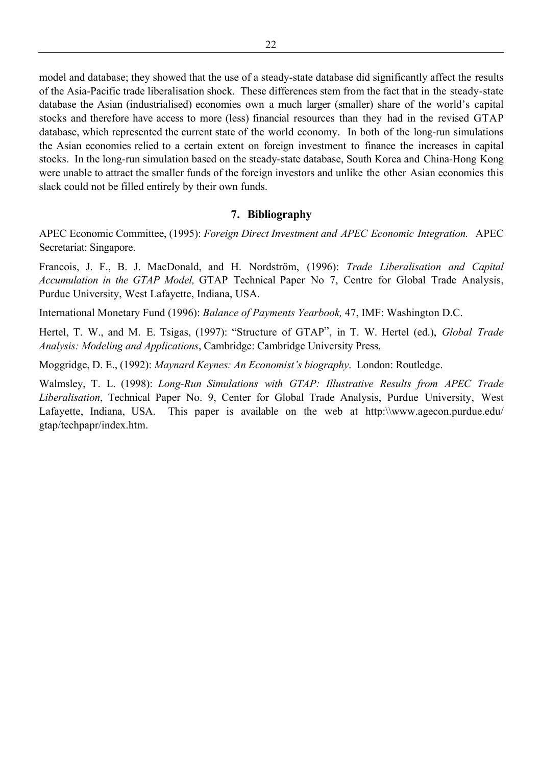model and database; they showed that the use of a steady-state database did significantly affect the results of the Asia-Pacific trade liberalisation shock. These differences stem from the fact that in the steady-state database the Asian (industrialised) economies own a much larger (smaller) share of the world's capital stocks and therefore have access to more (less) financial resources than they had in the revised GTAP database, which represented the current state of the world economy. In both of the long-run simulations the Asian economies relied to a certain extent on foreign investment to finance the increases in capital stocks. In the long-run simulation based on the steady-state database, South Korea and China-Hong Kong were unable to attract the smaller funds of the foreign investors and unlike the other Asian economies this slack could not be filled entirely by their own funds.

## 7. Bibliography

APEC Economic Committee, (1995): *Foreign Direct Investment and APEC Economic Integration.* APEC Secretariat: Singapore.

Francois, J. F., B. J. MacDonald, and H. Nordström, (1996): *Trade Liberalisation and Capital Accumulation in the GTAP Model,* GTAP Technical Paper No 7, Centre for Global Trade Analysis, Purdue University, West Lafayette, Indiana, USA.

International Monetary Fund (1996): *Balance of Payments Yearbook,* 47, IMF: Washington D.C.

Hertel, T. W., and M. E. Tsigas, (1997): "Structure of GTAP", in T. W. Hertel (ed.), *Global Trade Analysis: Modeling and Applications*, Cambridge: Cambridge University Press.

Moggridge, D. E., (1992): *Maynard Keynes: An Economist's biography*. London: Routledge.

Walmsley, T. L. (1998): *Long-Run Simulations with GTAP: Illustrative Results from APEC Trade Liberalisation*, Technical Paper No. 9, Center for Global Trade Analysis, Purdue University, West Lafayette, Indiana, USA. This paper is available on the web at http:\\www.agecon.purdue.edu/gtap/techpapr/index.htm.